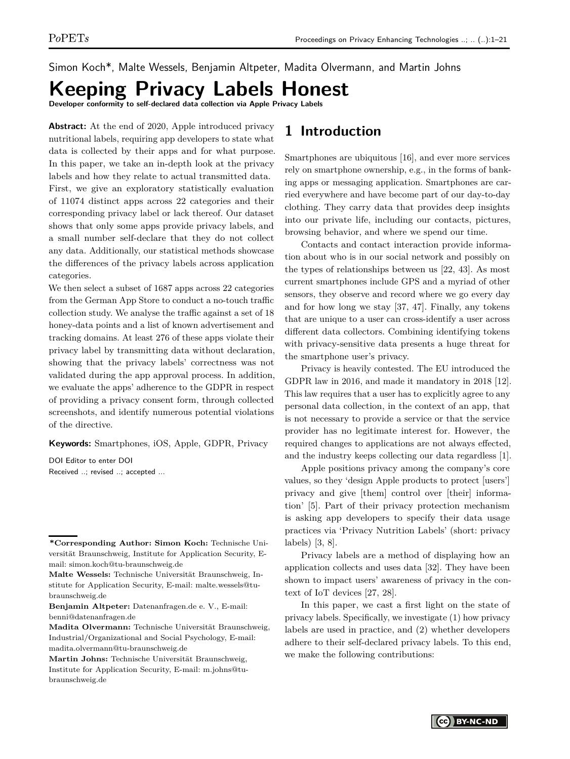Simon Koch*, Malte Wessels, Benjamin Altpeter, Madita Olvermann, and Martin Johns

# Keeping Privacy Labels Honest

**Developer conformity to self-declared data collection via Apple Privacy Labels**

**Abstract:** At the end of 2020, Apple introduced privacy nutritional labels, requiring app developers to state what data is collected by their apps and for what purpose. In this paper, we take an in-depth look at the privacy labels and how they relate to actual transmitted data. First, we give an exploratory statistically evaluation of 11074 distinct apps across 22 categories and their corresponding privacy label or lack thereof. Our dataset shows that only some apps provide privacy labels, and a small number self-declare that they do not collect any data. Additionally, our statistical methods showcase the differences of the privacy labels across application categories.

We then select a subset of 1687 apps across 22 categories from the German App Store to conduct a no-touch traffic collection study. We analyse the traffic against a set of 18 honey-data points and a list of known advertisement and tracking domains. At least 276 of these apps violate their privacy label by transmitting data without declaration, showing that the privacy labels' correctness was not validated during the app approval process. In addition, we evaluate the apps' adherence to the GDPR in respect of providing a privacy consent form, through collected screenshots, and identify numerous potential violations of the directive.

**Keywords:** Smartphones, iOS, Apple, GDPR, Privacy

DOI Editor to enter DOI
Received ..; revised ..; accepted ...

**\*Corresponding Author: Simon Koch:** Technische Universität Braunschweig, Institute for Application Security, E-mail: simon.koch@tu-braunschweig.de

**Malte Wessels:** Technische Universität Braunschweig, Institute for Application Security, E-mail: malte.wessels@tu-braunschweig.de

**Benjamin Altpeter:** Datenanfragen.de e. V., E-mail: benni@datenanfragen.de

**Madita Olvermann:** Technische Universität Braunschweig, Industrial/Organizational and Social Psychology, E-mail: madita.olvermann@tu-braunschweig.de

**Martin Johns:** Technische Universität Braunschweig, Institute for Application Security, E-mail: m.johns@tu-braunschweig.de

## 1 Introduction

Smartphones are ubiquitous [16], and ever more services rely on smartphone ownership, e.g., in the forms of banking apps or messaging application. Smartphones are carried everywhere and have become part of our day-to-day clothing. They carry data that provides deep insights into our private life, including our contacts, pictures, browsing behavior, and where we spend our time.

Contacts and contact interaction provide information about who is in our social network and possibly on the types of relationships between us [22, 43]. As most current smartphones include GPS and a myriad of other sensors, they observe and record where we go every day and for how long we stay [37, 47]. Finally, any tokens that are unique to a user can cross-identify a user across different data collectors. Combining identifying tokens with privacy-sensitive data presents a huge threat for the smartphone user's privacy.

Privacy is heavily contested. The EU introduced the GDPR law in 2016, and made it mandatory in 2018 [12]. This law requires that a user has to explicitly agree to any personal data collection, in the context of an app, that is not necessary to provide a service or that the service provider has no legitimate interest for. However, the required changes to applications are not always effected, and the industry keeps collecting our data regardless [1].

Apple positions privacy among the company's core values, so they 'design Apple products to protect [users'] privacy and give [them] control over [their] information' [5]. Part of their privacy protection mechanism is asking app developers to specify their data usage practices via 'Privacy Nutrition Labels' (short: privacy labels) [3, 8].

Privacy labels are a method of displaying how an application collects and uses data [32]. They have been shown to impact users' awareness of privacy in the context of IoT devices [27, 28].

In this paper, we cast a first light on the state of privacy labels. Specifically, we investigate (1) how privacy labels are used in practice, and (2) whether developers adhere to their self-declared privacy labels. To this end, we make the following contributions: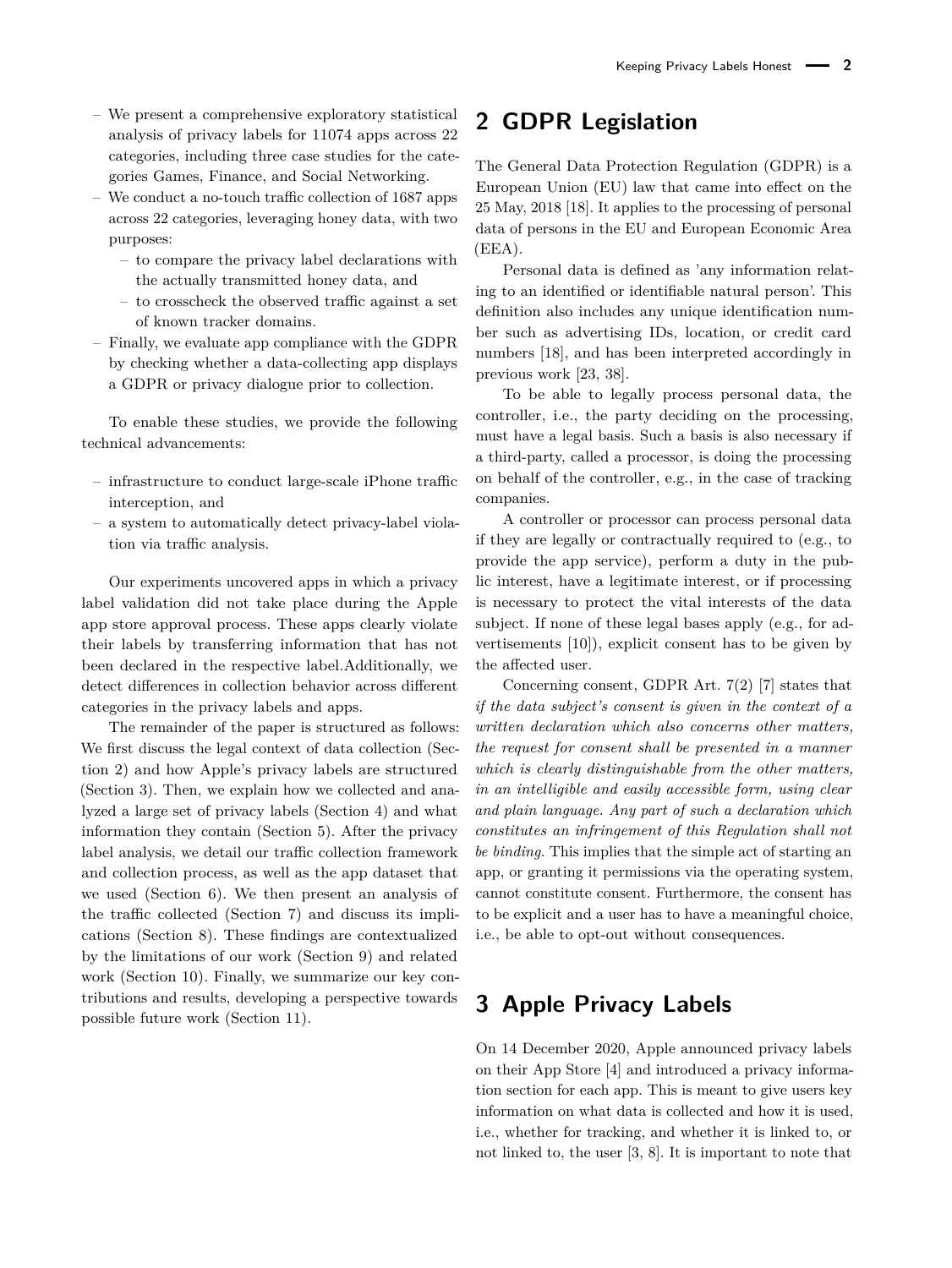- We present a comprehensive exploratory statistical analysis of privacy labels for 11074 apps across 22 categories, including three case studies for the categories Games, Finance, and Social Networking.
- We conduct a no-touch traffic collection of 1687 apps across 22 categories, leveraging honey data, with two purposes:
  - to compare the privacy label declarations with the actually transmitted honey data, and
  - to crosscheck the observed traffic against a set of known tracker domains.
- Finally, we evaluate app compliance with the GDPR by checking whether a data-collecting app displays a GDPR or privacy dialogue prior to collection.

To enable these studies, we provide the following technical advancements:

- infrastructure to conduct large-scale iPhone traffic interception, and
- a system to automatically detect privacy-label violation via traffic analysis.

Our experiments uncovered apps in which a privacy label validation did not take place during the Apple app store approval process. These apps clearly violate their labels by transferring information that has not been declared in the respective label.Additionally, we detect differences in collection behavior across different categories in the privacy labels and apps.

The remainder of the paper is structured as follows: We first discuss the legal context of data collection (Section 2) and how Apple's privacy labels are structured (Section 3). Then, we explain how we collected and analyzed a large set of privacy labels (Section 4) and what information they contain (Section 5). After the privacy label analysis, we detail our traffic collection framework and collection process, as well as the app dataset that we used (Section 6). We then present an analysis of the traffic collected (Section 7) and discuss its implications (Section 8). These findings are contextualized by the limitations of our work (Section 9) and related work (Section 10). Finally, we summarize our key contributions and results, developing a perspective towards possible future work (Section 11).

## 2 GDPR Legislation

The General Data Protection Regulation (GDPR) is a European Union (EU) law that came into effect on the 25 May, 2018 [18]. It applies to the processing of personal data of persons in the EU and European Economic Area (EEA).

Personal data is defined as 'any information relating to an identified or identifiable natural person'. This definition also includes any unique identification number such as advertising IDs, location, or credit card numbers [18], and has been interpreted accordingly in previous work [23, 38].

To be able to legally process personal data, the controller, i.e., the party deciding on the processing, must have a legal basis. Such a basis is also necessary if a third-party, called a processor, is doing the processing on behalf of the controller, e.g., in the case of tracking companies.

A controller or processor can process personal data if they are legally or contractually required to (e.g., to provide the app service), perform a duty in the public interest, have a legitimate interest, or if processing is necessary to protect the vital interests of the data subject. If none of these legal bases apply (e.g., for advertisements [10]), explicit consent has to be given by the affected user.

Concerning consent, GDPR Art. 7(2) [7] states that *if the data subject's consent is given in the context of a written declaration which also concerns other matters, the request for consent shall be presented in a manner which is clearly distinguishable from the other matters, in an intelligible and easily accessible form, using clear and plain language. Any part of such a declaration which constitutes an infringement of this Regulation shall not be binding.* This implies that the simple act of starting an app, or granting it permissions via the operating system, cannot constitute consent. Furthermore, the consent has to be explicit and a user has to have a meaningful choice, i.e., be able to opt-out without consequences.

## 3 Apple Privacy Labels

On 14 December 2020, Apple announced privacy labels on their App Store [4] and introduced a privacy information section for each app. This is meant to give users key information on what data is collected and how it is used, i.e., whether for tracking, and whether it is linked to, or not linked to, the user [3, 8]. It is important to note that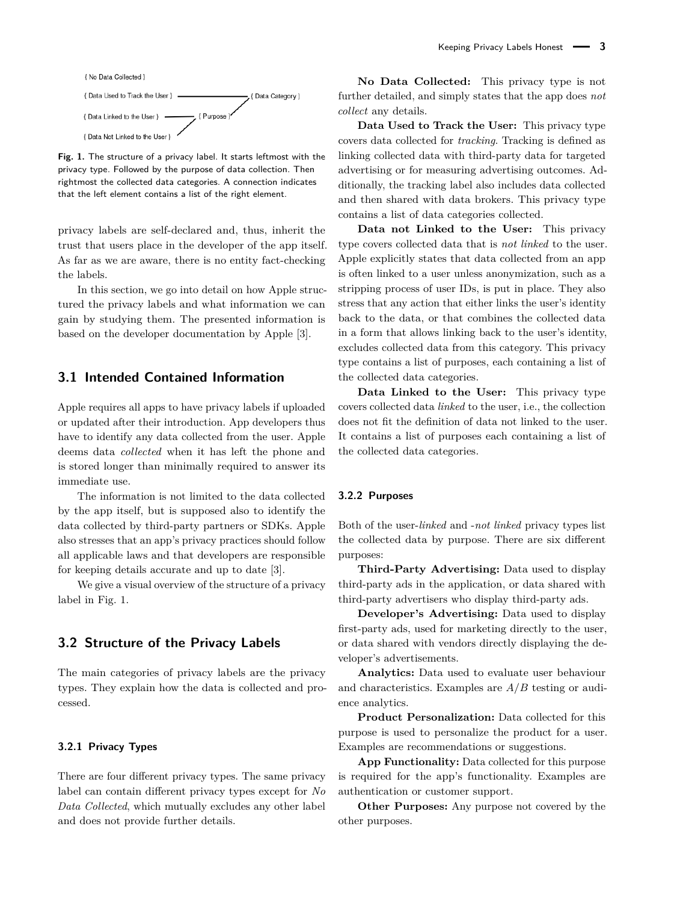{ No Data Collected }

{ Data Used to Track the User } ——— { Data Category }

{ Data Linked to the User } ——— { Purpose }

{ Data Not Linked to the User }

Fig. 1. The structure of a privacy label. It starts leftmost with the privacy type. Followed by the purpose of data collection. Then rightmost the collected data categories. A connection indicates that the left element contains a list of the right element.

privacy labels are self-declared and, thus, inherit the trust that users place in the developer of the app itself. As far as we are aware, there is no entity fact-checking the labels.

In this section, we go into detail on how Apple structured the privacy labels and what information we can gain by studying them. The presented information is based on the developer documentation by Apple [3].

## 3.1 Intended Contained Information

Apple requires all apps to have privacy labels if uploaded or updated after their introduction. App developers thus have to identify any data collected from the user. Apple deems data *collected* when it has left the phone and is stored longer than minimally required to answer its immediate use.

The information is not limited to the data collected by the app itself, but is supposed also to identify the data collected by third-party partners or SDKs. Apple also stresses that an app's privacy practices should follow all applicable laws and that developers are responsible for keeping details accurate and up to date [3].

We give a visual overview of the structure of a privacy label in Fig. 1.

## 3.2 Structure of the Privacy Labels

The main categories of privacy labels are the privacy types. They explain how the data is collected and processed.

### 3.2.1 Privacy Types

There are four different privacy types. The same privacy label can contain different privacy types except for *No Data Collected*, which mutually excludes any other label and does not provide further details.

**No Data Collected:** This privacy type is not further detailed, and simply states that the app does *not collect* any details.

**Data Used to Track the User:** This privacy type covers data collected for *tracking*. Tracking is defined as linking collected data with third-party data for targeted advertising or for measuring advertising outcomes. Additionally, the tracking label also includes data collected and then shared with data brokers. This privacy type contains a list of data categories collected.

**Data not Linked to the User:** This privacy type covers collected data that is *not linked* to the user. Apple explicitly states that data collected from an app is often linked to a user unless anonymization, such as a stripping process of user IDs, is put in place. They also stress that any action that either links the user's identity back to the data, or that combines the collected data in a form that allows linking back to the user's identity, excludes collected data from this category. This privacy type contains a list of purposes, each containing a list of the collected data categories.

**Data Linked to the User:** This privacy type covers collected data *linked* to the user, i.e., the collection does not fit the definition of data not linked to the user. It contains a list of purposes each containing a list of the collected data categories.

### 3.2.2 Purposes

Both of the user-*linked* and -*not linked* privacy types list the collected data by purpose. There are six different purposes:

**Third-Party Advertising:** Data used to display third-party ads in the application, or data shared with third-party advertisers who display third-party ads.

**Developer's Advertising:** Data used to display first-party ads, used for marketing directly to the user, or data shared with vendors directly displaying the developer's advertisements.

**Analytics:** Data used to evaluate user behaviour and characteristics. Examples are $A/B$ testing or audience analytics.

**Product Personalization:** Data collected for this purpose is used to personalize the product for a user. Examples are recommendations or suggestions.

**App Functionality:** Data collected for this purpose is required for the app's functionality. Examples are authentication or customer support.

**Other Purposes:** Any purpose not covered by the other purposes.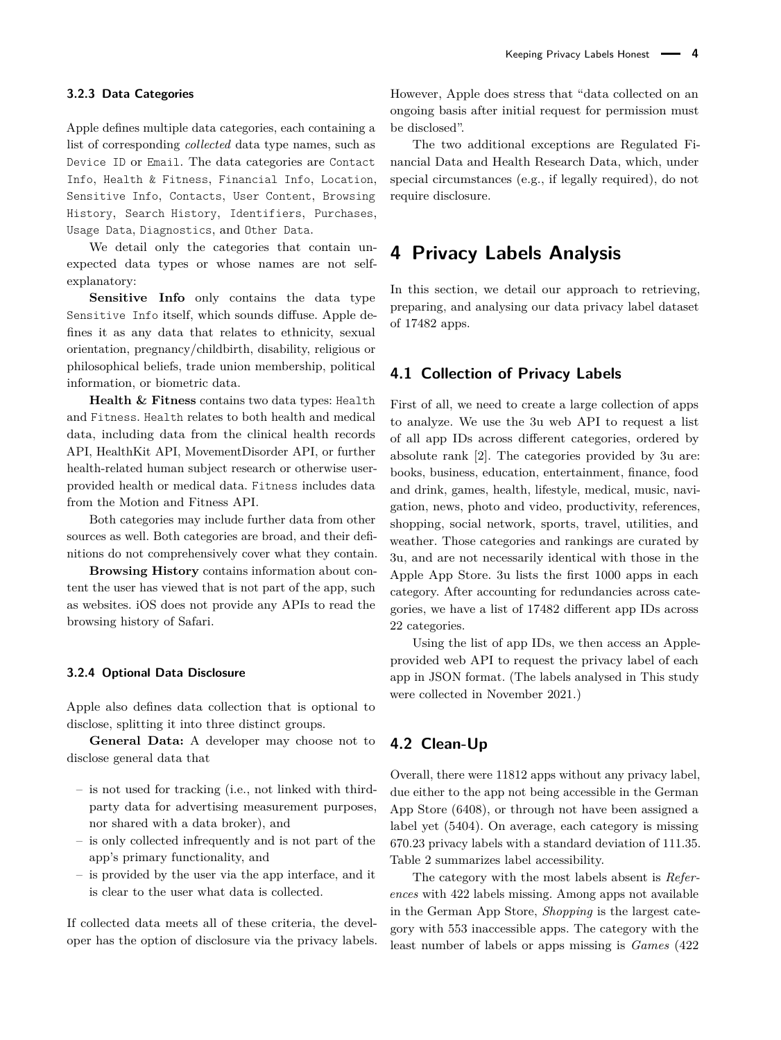#### 3.2.3 Data Categories

Apple defines multiple data categories, each containing a list of corresponding *collected* data type names, such as `Device ID` or `Email`. The data categories are `Contact Info`, `Health & Fitness`, `Financial Info`, `Location`, `Sensitive Info`, `Contacts`, `User Content`, `Browsing History`, `Search History`, `Identifiers`, `Purchases`, `Usage Data`, `Diagnostics`, and `Other Data`.

We detail only the categories that contain unexpected data types or whose names are not self-explanatory:

**Sensitive Info** only contains the data type `Sensitive Info` itself, which sounds diffuse. Apple defines it as any data that relates to ethnicity, sexual orientation, pregnancy/childbirth, disability, religious or philosophical beliefs, trade union membership, political information, or biometric data.

**Health & Fitness** contains two data types: `Health` and `Fitness`. `Health` relates to both health and medical data, including data from the clinical health records API, HealthKit API, MovementDisorder API, or further health-related human subject research or otherwise user-provided health or medical data. `Fitness` includes data from the Motion and Fitness API.

Both categories may include further data from other sources as well. Both categories are broad, and their definitions do not comprehensively cover what they contain.

**Browsing History** contains information about content the user has viewed that is not part of the app, such as websites. iOS does not provide any APIs to read the browsing history of Safari.

#### 3.2.4 Optional Data Disclosure

Apple also defines data collection that is optional to disclose, splitting it into three distinct groups.

**General Data:** A developer may choose not to disclose general data that

- is not used for tracking (i.e., not linked with third-party data for advertising measurement purposes, nor shared with a data broker), and
- is only collected infrequently and is not part of the app's primary functionality, and
- is provided by the user via the app interface, and it is clear to the user what data is collected.

If collected data meets all of these criteria, the developer has the option of disclosure via the privacy labels. However, Apple does stress that "data collected on an ongoing basis after initial request for permission must be disclosed".

The two additional exceptions are Regulated Financial Data and Health Research Data, which, under special circumstances (e.g., if legally required), do not require disclosure.

## 4 Privacy Labels Analysis

In this section, we detail our approach to retrieving, preparing, and analysing our data privacy label dataset of 17482 apps.

### 4.1 Collection of Privacy Labels

First of all, we need to create a large collection of apps to analyze. We use the 3u web API to request a list of all app IDs across different categories, ordered by absolute rank [2]. The categories provided by 3u are: books, business, education, entertainment, finance, food and drink, games, health, lifestyle, medical, music, navigation, news, photo and video, productivity, references, shopping, social network, sports, travel, utilities, and weather. Those categories and rankings are curated by 3u, and are not necessarily identical with those in the Apple App Store. 3u lists the first 1000 apps in each category. After accounting for redundancies across categories, we have a list of 17482 different app IDs across 22 categories.

Using the list of app IDs, we then access an Apple-provided web API to request the privacy label of each app in JSON format. (The labels analysed in This study were collected in November 2021.)

### 4.2 Clean-Up

Overall, there were 11812 apps without any privacy label, due either to the app not being accessible in the German App Store (6408), or through not have been assigned a label yet (5404). On average, each category is missing 670.23 privacy labels with a standard deviation of 111.35. Table 2 summarizes label accessibility.

The category with the most labels absent is *References* with 422 labels missing. Among apps not available in the German App Store, *Shopping* is the largest category with 553 inaccessible apps. The category with the least number of labels or apps missing is *Games* (422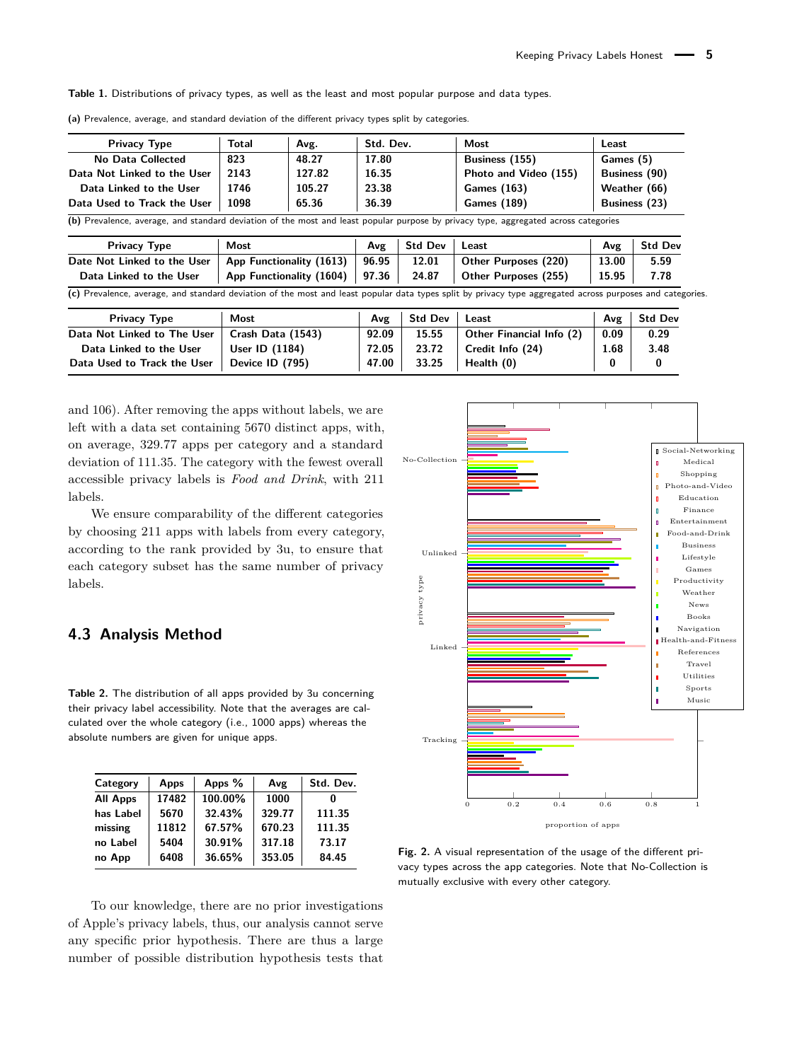**Table 1.** Distributions of privacy types, as well as the least and most popular purpose and data types.

**(a)** Prevalence, average, and standard deviation of the different privacy types split by categories.

| Privacy Type | Total | Avg. | Std. Dev. | Most | Least |
|---|---|---|---|---|---|
| No Data Collected | 823 | 48.27 | 17.80 | Business (155) | Games (5) |
| Data Not Linked to the User | 2143 | 127.82 | 16.35 | Photo and Video (155) | Business (90) |
| Data Linked to the User | 1746 | 105.27 | 23.38 | Games (163) | Weather (66) |
| Data Used to Track the User | 1098 | 65.36 | 36.39 | Games (189) | Business (23) |

**(b)** Prevalence, average, and standard deviation of the most and least popular purpose by privacy type, aggregated across categories

| Privacy Type | Most | Avg | Std Dev | Least | Avg | Std Dev |
|---|---|---|---|---|---|---|
| Date Not Linked to the User | App Functionality (1613) | 96.95 | 12.01 | Other Purposes (220) | 13.00 | 5.59 |
| Data Linked to the User | App Functionality (1604) | 97.36 | 24.87 | Other Purposes (255) | 15.95 | 7.78 |

**(c)** Prevalence, average, and standard deviation of the most and least popular data types split by privacy type aggregated across purposes and categories.

| Privacy Type | Most | Avg | Std Dev | Least | Avg | Std Dev |
|---|---|---|---|---|---|---|
| Data Not Linked to The User | Crash Data (1543) | 92.09 | 15.55 | Other Financial Info (2) | 0.09 | 0.29 |
| Data Linked to the User | User ID (1184) | 72.05 | 23.72 | Credit Info (24) | 1.68 | 3.48 |
| Data Used to Track the User | Device ID (795) | 47.00 | 33.25 | Health (0) | 0 | 0 |

and 106). After removing the apps without labels, we are left with a data set containing 5670 distinct apps, with, on average, 329.77 apps per category and a standard deviation of 111.35. The category with the fewest overall accessible privacy labels is *Food and Drink*, with 211 labels.

We ensure comparability of the different categories by choosing 211 apps with labels from every category, according to the rank provided by 3u, to ensure that each category subset has the same number of privacy labels.

## 4.3 Analysis Method

**Table 2.** The distribution of all apps provided by 3u concerning their privacy label accessibility. Note that the averages are calculated over the whole category (i.e., 1000 apps) whereas the absolute numbers are given for unique apps.

| Category | Apps | Apps % | Avg | Std. Dev. |
|---|---|---|---|---|
| All Apps | 17482 | 100.00% | 1000 | 0 |
| has Label | 5670 | 32.43% | 329.77 | 111.35 |
| missing | 11812 | 67.57% | 670.23 | 111.35 |
| no Label | 5404 | 30.91% | 317.18 | 73.17 |
| no App | 6408 | 36.65% | 353.05 | 84.45 |

**Fig. 2.** A visual representation of the usage of the different privacy types across the app categories. Note that No-Collection is mutually exclusive with every other category.

To our knowledge, there are no prior investigations of Apple's privacy labels, thus, our analysis cannot serve any specific prior hypothesis. There are thus a large number of possible distribution hypothesis tests that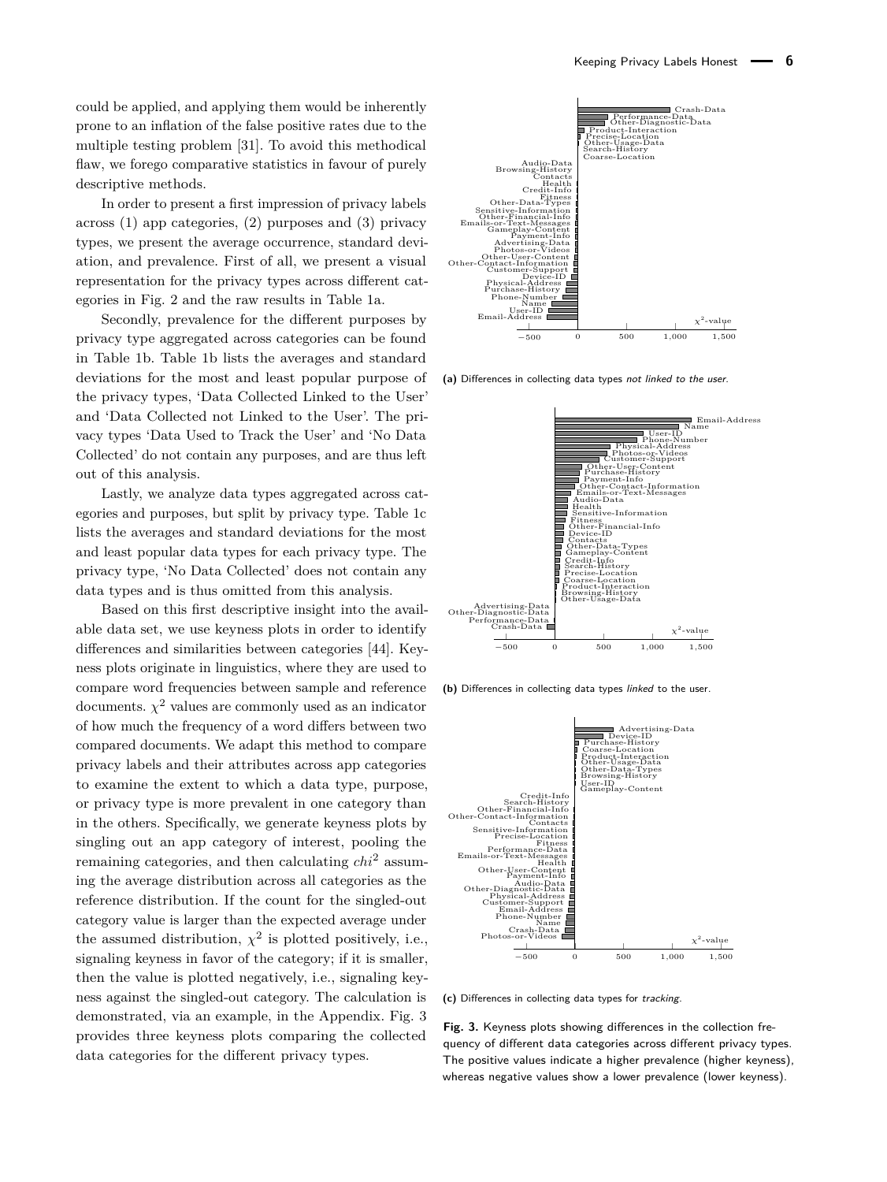could be applied, and applying them would be inherently prone to an inflation of the false positive rates due to the multiple testing problem [31]. To avoid this methodical flaw, we forego comparative statistics in favour of purely descriptive methods.

In order to present a first impression of privacy labels across (1) app categories, (2) purposes and (3) privacy types, we present the average occurrence, standard deviation, and prevalence. First of all, we present a visual representation for the privacy types across different categories in Fig. 2 and the raw results in Table 1a.

Secondly, prevalence for the different purposes by privacy type aggregated across categories can be found in Table 1b. Table 1b lists the averages and standard deviations for the most and least popular purpose of the privacy types, 'Data Collected Linked to the User' and 'Data Collected not Linked to the User'. The privacy types 'Data Used to Track the User' and 'No Data Collected' do not contain any purposes, and are thus left out of this analysis.

Lastly, we analyze data types aggregated across categories and purposes, but split by privacy type. Table 1c lists the averages and standard deviations for the most and least popular data types for each privacy type. The privacy type, 'No Data Collected' does not contain any data types and is thus omitted from this analysis.

Based on this first descriptive insight into the available data set, we use keyness plots in order to identify differences and similarities between categories [44]. Keyness plots originate in linguistics, where they are used to compare word frequencies between sample and reference documents. $\chi^2$ values are commonly used as an indicator of how much the frequency of a word differs between two compared documents. We adapt this method to compare privacy labels and their attributes across app categories to examine the extent to which a data type, purpose, or privacy type is more prevalent in one category than in the others. Specifically, we generate keyness plots by singling out an app category of interest, pooling the remaining categories, and then calculating $chi^2$ assuming the average distribution across all categories as the reference distribution. If the count for the singled-out category value is larger than the expected average under the assumed distribution, $\chi^2$ is plotted positively, i.e., signaling keyness in favor of the category; if it is smaller, then the value is plotted negatively, i.e., signaling keyness against the singled-out category. The calculation is demonstrated, via an example, in the Appendix. Fig. 3 provides three keyness plots comparing the collected data categories for the different privacy types.

(a) Differences in collecting data types *not linked to the user*.

(b) Differences in collecting data types *linked* to the user.

(c) Differences in collecting data types for *tracking*.

**Fig. 3.** Keyness plots showing differences in the collection frequency of different data categories across different privacy types. The positive values indicate a higher prevalence (higher keyness), whereas negative values show a lower prevalence (lower keyness).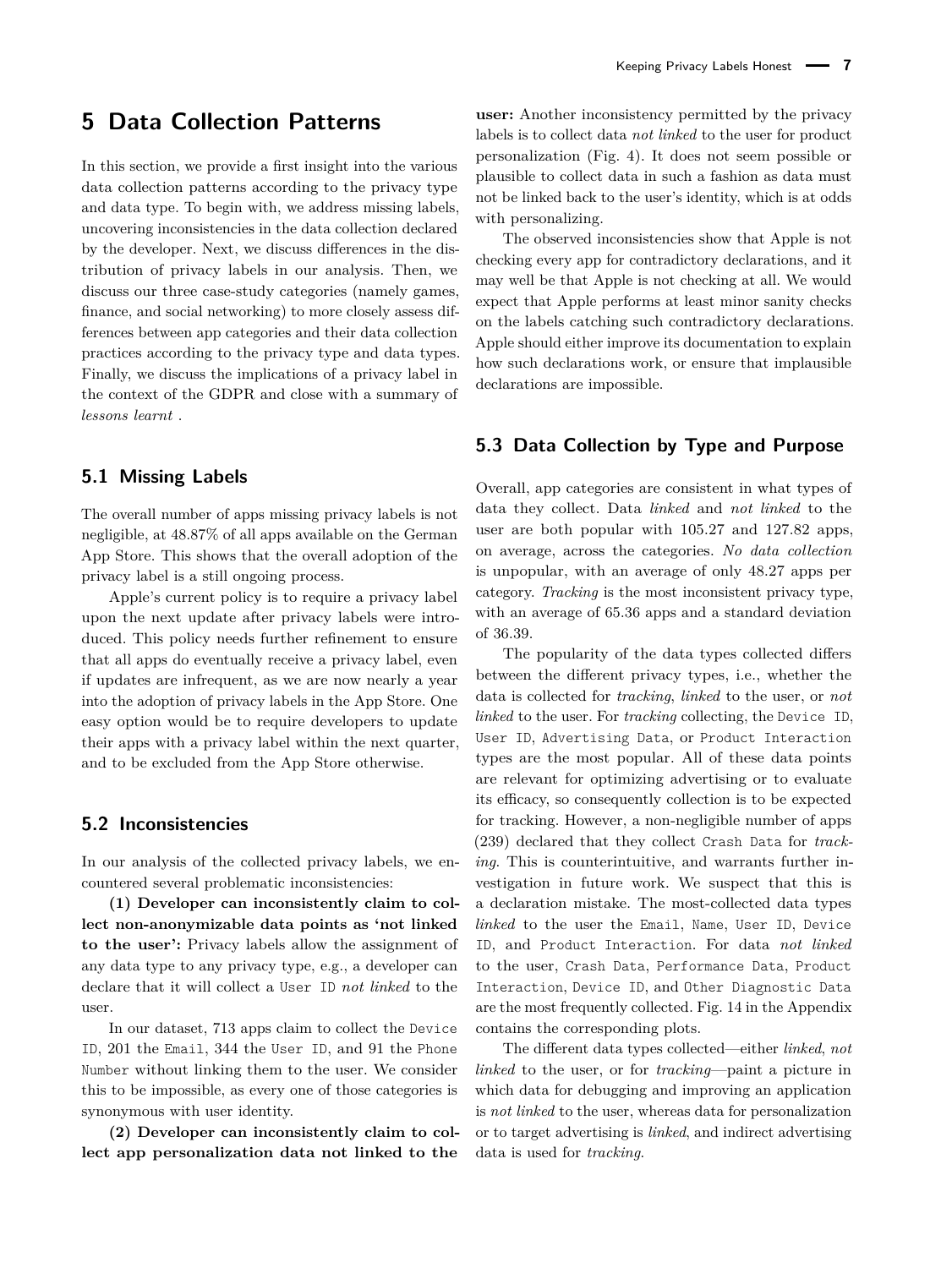# 5 Data Collection Patterns

In this section, we provide a first insight into the various data collection patterns according to the privacy type and data type. To begin with, we address missing labels, uncovering inconsistencies in the data collection declared by the developer. Next, we discuss differences in the distribution of privacy labels in our analysis. Then, we discuss our three case-study categories (namely games, finance, and social networking) to more closely assess differences between app categories and their data collection practices according to the privacy type and data types. Finally, we discuss the implications of a privacy label in the context of the GDPR and close with a summary of *lessons learnt* .

## 5.1 Missing Labels

The overall number of apps missing privacy labels is not negligible, at 48.87% of all apps available on the German App Store. This shows that the overall adoption of the privacy label is a still ongoing process.

Apple's current policy is to require a privacy label upon the next update after privacy labels were introduced. This policy needs further refinement to ensure that all apps do eventually receive a privacy label, even if updates are infrequent, as we are now nearly a year into the adoption of privacy labels in the App Store. One easy option would be to require developers to update their apps with a privacy label within the next quarter, and to be excluded from the App Store otherwise.

## 5.2 Inconsistencies

In our analysis of the collected privacy labels, we encountered several problematic inconsistencies:

**(1) Developer can inconsistently claim to collect non-anonymizable data points as 'not linked to the user':** Privacy labels allow the assignment of any data type to any privacy type, e.g., a developer can declare that it will collect a `User ID` *not linked* to the user.

In our dataset, 713 apps claim to collect the `Device ID`, 201 the `Email`, 344 the `User ID`, and 91 the `Phone Number` without linking them to the user. We consider this to be impossible, as every one of those categories is synonymous with user identity.

**(2) Developer can inconsistently claim to collect app personalization data not linked to the user:** Another inconsistency permitted by the privacy labels is to collect data *not linked* to the user for product personalization (Fig. 4). It does not seem possible or plausible to collect data in such a fashion as data must not be linked back to the user's identity, which is at odds with personalizing.

The observed inconsistencies show that Apple is not checking every app for contradictory declarations, and it may well be that Apple is not checking at all. We would expect that Apple performs at least minor sanity checks on the labels catching such contradictory declarations. Apple should either improve its documentation to explain how such declarations work, or ensure that implausible declarations are impossible.

## 5.3 Data Collection by Type and Purpose

Overall, app categories are consistent in what types of data they collect. Data *linked* and *not linked* to the user are both popular with 105.27 and 127.82 apps, on average, across the categories. *No data collection* is unpopular, with an average of only 48.27 apps per category. *Tracking* is the most inconsistent privacy type, with an average of 65.36 apps and a standard deviation of 36.39.

The popularity of the data types collected differs between the different privacy types, i.e., whether the data is collected for *tracking*, *linked* to the user, or *not linked* to the user. For *tracking* collecting, the `Device ID`, `User ID`, `Advertising Data`, or `Product Interaction` types are the most popular. All of these data points are relevant for optimizing advertising or to evaluate its efficacy, so consequently collection is to be expected for tracking. However, a non-negligible number of apps (239) declared that they collect `Crash Data` for *tracking*. This is counterintuitive, and warrants further investigation in future work. We suspect that this is a declaration mistake. The most-collected data types *linked* to the user the `Email`, `Name`, `User ID`, `Device ID`, and `Product Interaction`. For data *not linked* to the user, `Crash Data`, `Performance Data`, `Product Interaction`, `Device ID`, and `Other Diagnostic Data` are the most frequently collected. Fig. 14 in the Appendix contains the corresponding plots.

The different data types collected—either *linked*, *not linked* to the user, or for *tracking*—paint a picture in which data for debugging and improving an application is *not linked* to the user, whereas data for personalization or to target advertising is *linked*, and indirect advertising data is used for *tracking*.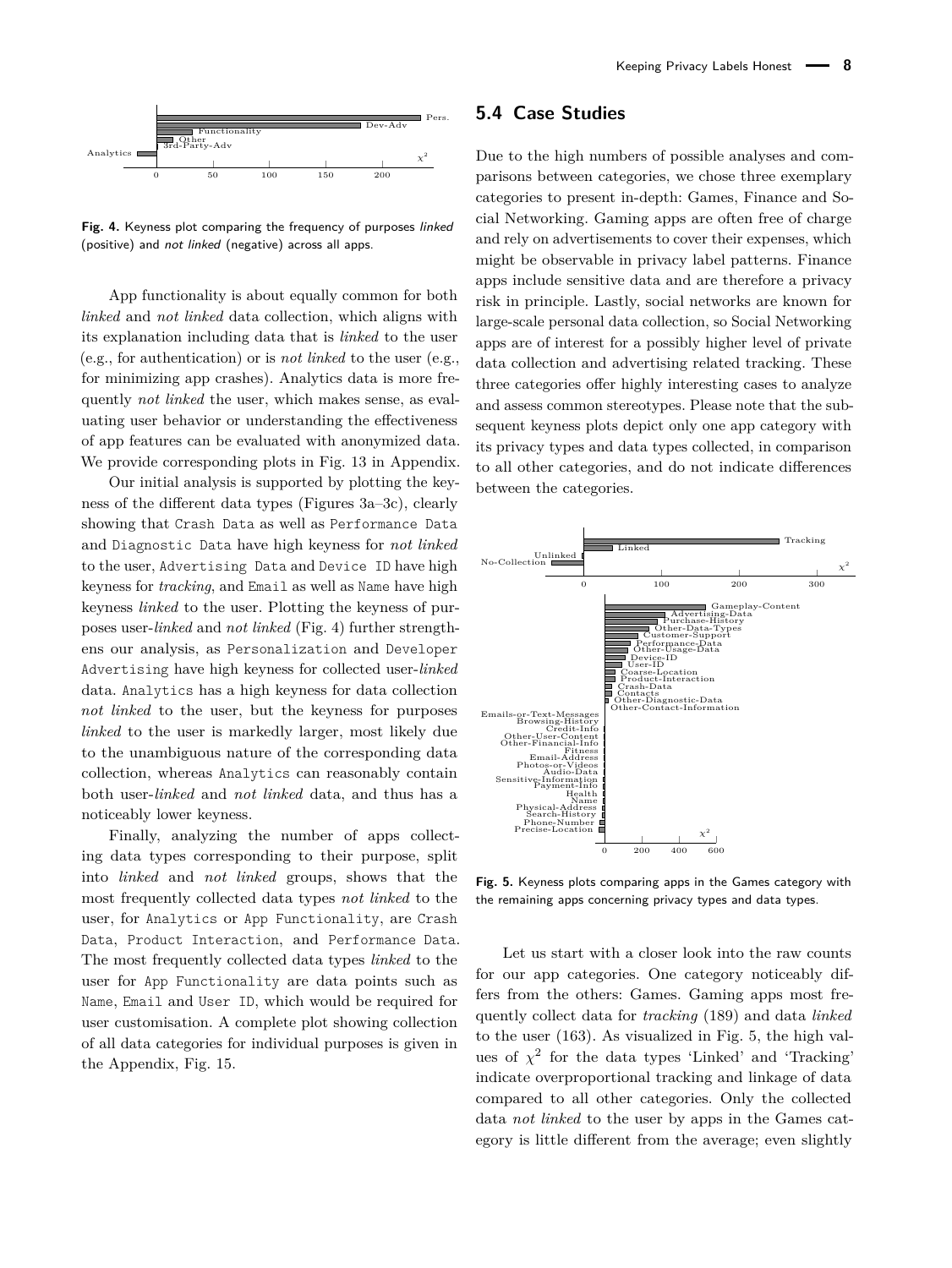Fig. 4. Keyness plot comparing the frequency of purposes *linked* (positive) and *not linked* (negative) across all apps.

App functionality is about equally common for both *linked* and *not linked* data collection, which aligns with its explanation including data that is *linked* to the user (e.g., for authentication) or is *not linked* to the user (e.g., for minimizing app crashes). Analytics data is more frequently *not linked* the user, which makes sense, as evaluating user behavior or understanding the effectiveness of app features can be evaluated with anonymized data. We provide corresponding plots in Fig. 13 in Appendix.

Our initial analysis is supported by plotting the keyness of the different data types (Figures 3a–3c), clearly showing that `Crash Data` as well as `Performance Data` and `Diagnostic Data` have high keyness for *not linked* to the user, `Advertising Data` and `Device ID` have high keyness for *tracking*, and `Email` as well as `Name` have high keyness *linked* to the user. Plotting the keyness of purposes user-*linked* and *not linked* (Fig. 4) further strengthens our analysis, as `Personalization` and `Developer Advertising` have high keyness for collected user-*linked* data. `Analytics` has a high keyness for data collection *not linked* to the user, but the keyness for purposes *linked* to the user is markedly larger, most likely due to the unambiguous nature of the corresponding data collection, whereas `Analytics` can reasonably contain both user-*linked* and *not linked* data, and thus has a noticeably lower keyness.

Finally, analyzing the number of apps collecting data types corresponding to their purpose, split into *linked* and *not linked* groups, shows that the most frequently collected data types *not linked* to the user, for `Analytics` or `App Functionality`, are `Crash Data`, `Product Interaction`, and `Performance Data`. The most frequently collected data types *linked* to the user for `App Functionality` are data points such as `Name`, `Email` and `User ID`, which would be required for user customisation. A complete plot showing collection of all data categories for individual purposes is given in the Appendix, Fig. 15.

## 5.4 Case Studies

Due to the high numbers of possible analyses and comparisons between categories, we chose three exemplary categories to present in-depth: Games, Finance and Social Networking. Gaming apps are often free of charge and rely on advertisements to cover their expenses, which might be observable in privacy label patterns. Finance apps include sensitive data and are therefore a privacy risk in principle. Lastly, social networks are known for large-scale personal data collection, so Social Networking apps are of interest for a possibly higher level of private data collection and advertising related tracking. These three categories offer highly interesting cases to analyze and assess common stereotypes. Please note that the subsequent keyness plots depict only one app category with its privacy types and data types collected, in comparison to all other categories, and do not indicate differences between the categories.

Fig. 5. Keyness plots comparing apps in the Games category with the remaining apps concerning privacy types and data types.

Let us start with a closer look into the raw counts for our app categories. One category noticeably differs from the others: Games. Gaming apps most frequently collect data for *tracking* (189) and data *linked* to the user (163). As visualized in Fig. 5, the high values of $\chi^2$ for the data types 'Linked' and 'Tracking' indicate overproportional tracking and linkage of data compared to all other categories. Only the collected data *not linked* to the user by apps in the Games category is little different from the average; even slightly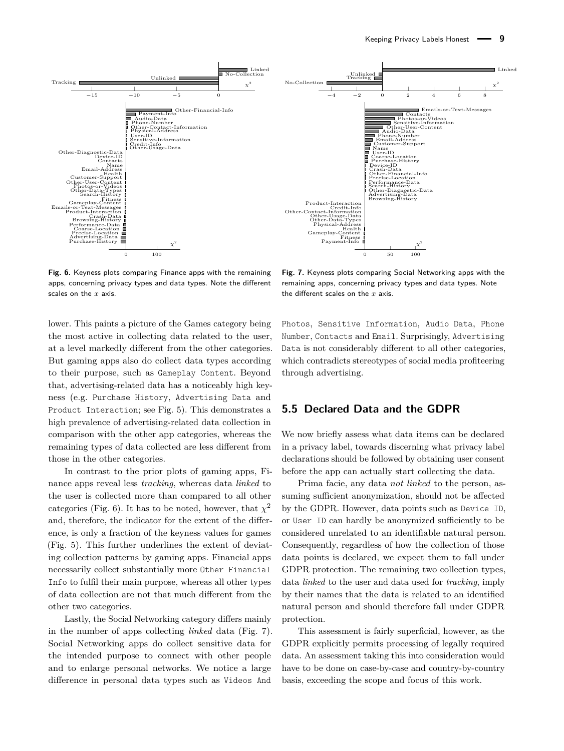Fig. 6. Keyness plots comparing Finance apps with the remaining apps, concerning privacy types and data types. Note the different scales on the $x$ axis.

Fig. 7. Keyness plots comparing Social Networking apps with the remaining apps, concerning privacy types and data types. Note the different scales on the $x$ axis.

lower. This paints a picture of the Games category being the most active in collecting data related to the user, at a level markedly different from the other categories. But gaming apps also do collect data types according to their purpose, such as `Gameplay Content`. Beyond that, advertising-related data has a noticeably high keyness (e.g. `Purchase History`, `Advertising Data` and `Product Interaction`; see Fig. 5). This demonstrates a high prevalence of advertising-related data collection in comparison with the other app categories, whereas the remaining types of data collected are less different from those in the other categories.

In contrast to the prior plots of gaming apps, Finance apps reveal less *tracking*, whereas data *linked* to the user is collected more than compared to all other categories (Fig. 6). It has to be noted, however, that $\chi^2$ and, therefore, the indicator for the extent of the difference, is only a fraction of the keyness values for games (Fig. 5). This further underlines the extent of deviating collection patterns by gaming apps. Financial apps necessarily collect substantially more `Other Financial Info` to fulfil their main purpose, whereas all other types of data collection are not that much different from the other two categories.

Lastly, the Social Networking category differs mainly in the number of apps collecting *linked* data (Fig. 7). Social Networking apps do collect sensitive data for the intended purpose to connect with other people and to enlarge personal networks. We notice a large difference in personal data types such as `Videos And Photos`, `Sensitive Information`, `Audio Data`, `Phone Number`, `Contacts` and `Email`. Surprisingly, `Advertising Data` is not considerably different to all other categories, which contradicts stereotypes of social media profiteering through advertising.

## 5.5 Declared Data and the GDPR

We now briefly assess what data items can be declared in a privacy label, towards discerning what privacy label declarations should be followed by obtaining user consent before the app can actually start collecting the data.

Prima facie, any data *not linked* to the person, assuming sufficient anonymization, should not be affected by the GDPR. However, data points such as `Device ID`, or `User ID` can hardly be anonymized sufficiently to be considered unrelated to an identifiable natural person. Consequently, regardless of how the collection of those data points is declared, we expect them to fall under GDPR protection. The remaining two collection types, data *linked* to the user and data used for *tracking*, imply by their names that the data is related to an identified natural person and should therefore fall under GDPR protection.

This assessment is fairly superficial, however, as the GDPR explicitly permits processing of legally required data. An assessment taking this into consideration would have to be done on case-by-case and country-by-country basis, exceeding the scope and focus of this work.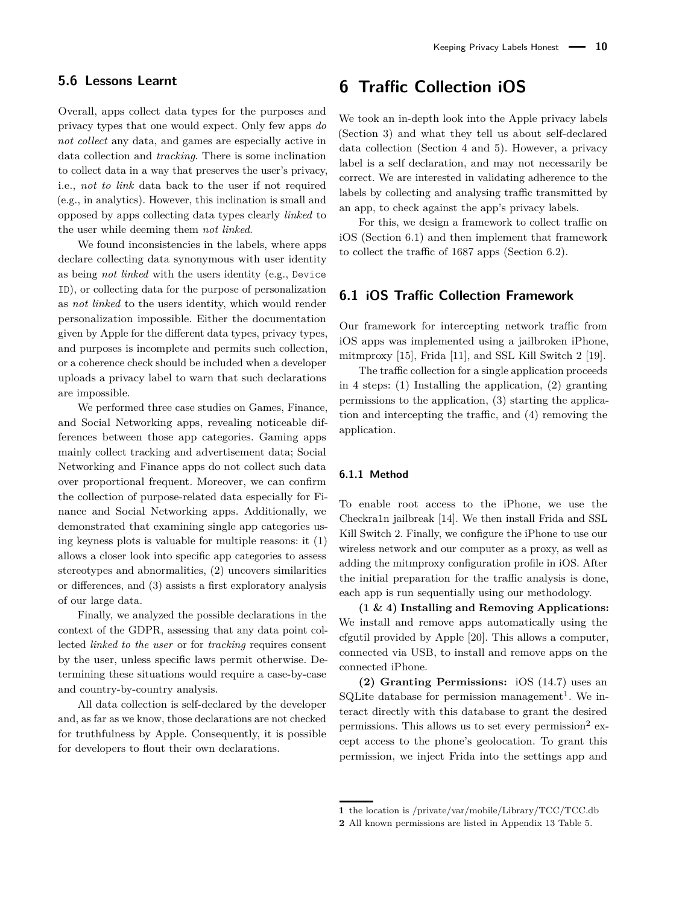## 5.6 Lessons Learnt

Overall, apps collect data types for the purposes and privacy types that one would expect. Only few apps *do not collect* any data, and games are especially active in data collection and *tracking*. There is some inclination to collect data in a way that preserves the user's privacy, i.e., *not to link* data back to the user if not required (e.g., in analytics). However, this inclination is small and opposed by apps collecting data types clearly *linked* to the user while deeming them *not linked*.

We found inconsistencies in the labels, where apps declare collecting data synonymous with user identity as being *not linked* with the users identity (e.g., `Device ID`), or collecting data for the purpose of personalization as *not linked* to the users identity, which would render personalization impossible. Either the documentation given by Apple for the different data types, privacy types, and purposes is incomplete and permits such collection, or a coherence check should be included when a developer uploads a privacy label to warn that such declarations are impossible.

We performed three case studies on Games, Finance, and Social Networking apps, revealing noticeable differences between those app categories. Gaming apps mainly collect tracking and advertisement data; Social Networking and Finance apps do not collect such data over proportional frequent. Moreover, we can confirm the collection of purpose-related data especially for Finance and Social Networking apps. Additionally, we demonstrated that examining single app categories using keyness plots is valuable for multiple reasons: it (1) allows a closer look into specific app categories to assess stereotypes and abnormalities, (2) uncovers similarities or differences, and (3) assists a first exploratory analysis of our large data.

Finally, we analyzed the possible declarations in the context of the GDPR, assessing that any data point collected *linked to the user* or for *tracking* requires consent by the user, unless specific laws permit otherwise. Determining these situations would require a case-by-case and country-by-country analysis.

All data collection is self-declared by the developer and, as far as we know, those declarations are not checked for truthfulness by Apple. Consequently, it is possible for developers to flout their own declarations.

# 6 Traffic Collection iOS

We took an in-depth look into the Apple privacy labels (Section 3) and what they tell us about self-declared data collection (Section 4 and 5). However, a privacy label is a self declaration, and may not necessarily be correct. We are interested in validating adherence to the labels by collecting and analysing traffic transmitted by an app, to check against the app's privacy labels.

For this, we design a framework to collect traffic on iOS (Section 6.1) and then implement that framework to collect the traffic of 1687 apps (Section 6.2).

## 6.1 iOS Traffic Collection Framework

Our framework for intercepting network traffic from iOS apps was implemented using a jailbroken iPhone, mitmproxy [15], Frida [11], and SSL Kill Switch 2 [19].

The traffic collection for a single application proceeds in 4 steps: (1) Installing the application, (2) granting permissions to the application, (3) starting the application and intercepting the traffic, and (4) removing the application.

### 6.1.1 Method

To enable root access to the iPhone, we use the Checkra1n jailbreak [14]. We then install Frida and SSL Kill Switch 2. Finally, we configure the iPhone to use our wireless network and our computer as a proxy, as well as adding the mitmproxy configuration profile in iOS. After the initial preparation for the traffic analysis is done, each app is run sequentially using our methodology.

**(1 & 4) Installing and Removing Applications:** We install and remove apps automatically using the cfgutil provided by Apple [20]. This allows a computer, connected via USB, to install and remove apps on the connected iPhone.

**(2) Granting Permissions:** iOS (14.7) uses an SQLite database for permission management[1]. We interact directly with this database to grant the desired permissions. This allows us to set every permission[2] except access to the phone's geolocation. To grant this permission, we inject Frida into the settings app and

[1] the location is /private/var/mobile/Library/TCC/TCC.db

[2] All known permissions are listed in Appendix 13 Table 5.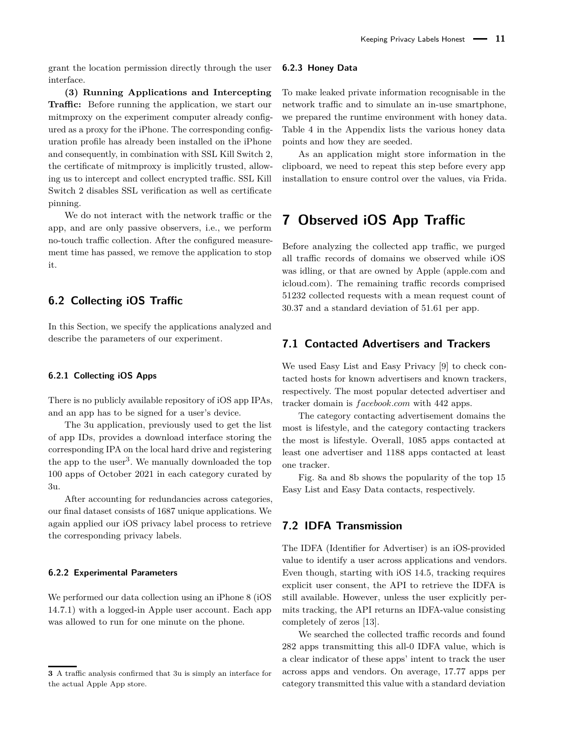grant the location permission directly through the user interface.

**(3) Running Applications and Intercepting Traffic:** Before running the application, we start our mitmproxy on the experiment computer already configured as a proxy for the iPhone. The corresponding configuration profile has already been installed on the iPhone and consequently, in combination with SSL Kill Switch 2, the certificate of mitmproxy is implicitly trusted, allowing us to intercept and collect encrypted traffic. SSL Kill Switch 2 disables SSL verification as well as certificate pinning.

We do not interact with the network traffic or the app, and are only passive observers, i.e., we perform no-touch traffic collection. After the configured measurement time has passed, we remove the application to stop it.

## 6.2 Collecting iOS Traffic

In this Section, we specify the applications analyzed and describe the parameters of our experiment.

### 6.2.1 Collecting iOS Apps

There is no publicly available repository of iOS app IPAs, and an app has to be signed for a user's device.

The 3u application, previously used to get the list of app IDs, provides a download interface storing the corresponding IPA on the local hard drive and registering the app to the user[3]. We manually downloaded the top 100 apps of October 2021 in each category curated by 3u.

After accounting for redundancies across categories, our final dataset consists of 1687 unique applications. We again applied our iOS privacy label process to retrieve the corresponding privacy labels.

### 6.2.2 Experimental Parameters

We performed our data collection using an iPhone 8 (iOS 14.7.1) with a logged-in Apple user account. Each app was allowed to run for one minute on the phone.

[3] A traffic analysis confirmed that 3u is simply an interface for the actual Apple App store.

### 6.2.3 Honey Data

To make leaked private information recognisable in the network traffic and to simulate an in-use smartphone, we prepared the runtime environment with honey data. Table 4 in the Appendix lists the various honey data points and how they are seeded.

As an application might store information in the clipboard, we need to repeat this step before every app installation to ensure control over the values, via Frida.

# 7 Observed iOS App Traffic

Before analyzing the collected app traffic, we purged all traffic records of domains we observed while iOS was idling, or that are owned by Apple (apple.com and icloud.com). The remaining traffic records comprised 51232 collected requests with a mean request count of 30.37 and a standard deviation of 51.61 per app.

## 7.1 Contacted Advertisers and Trackers

We used Easy List and Easy Privacy [9] to check contacted hosts for known advertisers and known trackers, respectively. The most popular detected advertiser and tracker domain is *facebook.com* with 442 apps.

The category contacting advertisement domains the most is lifestyle, and the category contacting trackers the most is lifestyle. Overall, 1085 apps contacted at least one advertiser and 1188 apps contacted at least one tracker.

Fig. 8a and 8b shows the popularity of the top 15 Easy List and Easy Data contacts, respectively.

## 7.2 IDFA Transmission

The IDFA (Identifier for Advertiser) is an iOS-provided value to identify a user across applications and vendors. Even though, starting with iOS 14.5, tracking requires explicit user consent, the API to retrieve the IDFA is still available. However, unless the user explicitly permits tracking, the API returns an IDFA-value consisting completely of zeros [13].

We searched the collected traffic records and found 282 apps transmitting this all-0 IDFA value, which is a clear indicator of these apps' intent to track the user across apps and vendors. On average, 17.77 apps per category transmitted this value with a standard deviation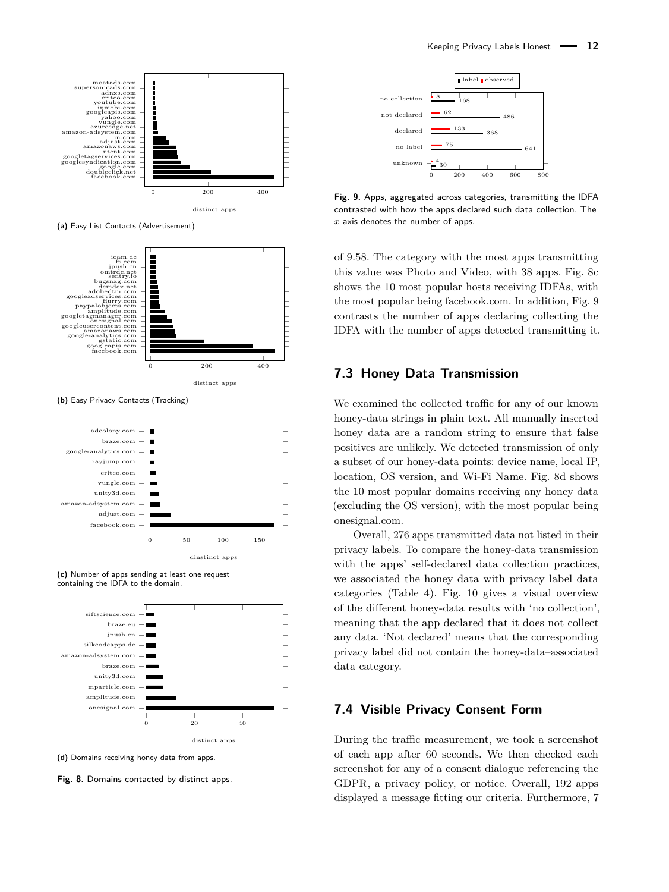(a) Easy List Contacts (Advertisement)

(b) Easy Privacy Contacts (Tracking)

(c) Number of apps sending at least one request containing the IDFA to the domain.

(d) Domains receiving honey data from apps.

**Fig. 8.** Domains contacted by distinct apps.

**Fig. 9.** Apps, aggregated across categories, transmitting the IDFA contrasted with how the apps declared such data collection. The $x$ axis denotes the number of apps.

of 9.58. The category with the most apps transmitting this value was Photo and Video, with 38 apps. Fig. 8c shows the 10 most popular hosts receiving IDFAs, with the most popular being facebook.com. In addition, Fig. 9 contrasts the number of apps declaring collecting the IDFA with the number of apps detected transmitting it.

## 7.3 Honey Data Transmission

We examined the collected traffic for any of our known honey-data strings in plain text. All manually inserted honey data are a random string to ensure that false positives are unlikely. We detected transmission of only a subset of our honey-data points: device name, local IP, location, OS version, and Wi-Fi Name. Fig. 8d shows the 10 most popular domains receiving any honey data (excluding the OS version), with the most popular being onesignal.com.

Overall, 276 apps transmitted data not listed in their privacy labels. To compare the honey-data transmission with the apps' self-declared data collection practices, we associated the honey data with privacy label data categories (Table 4). Fig. 10 gives a visual overview of the different honey-data results with 'no collection', meaning that the app declared that it does not collect any data. 'Not declared' means that the corresponding privacy label did not contain the honey-data–associated data category.

## 7.4 Visible Privacy Consent Form

During the traffic measurement, we took a screenshot of each app after 60 seconds. We then checked each screenshot for any of a consent dialogue referencing the GDPR, a privacy policy, or notice. Overall, 192 apps displayed a message fitting our criteria. Furthermore, 7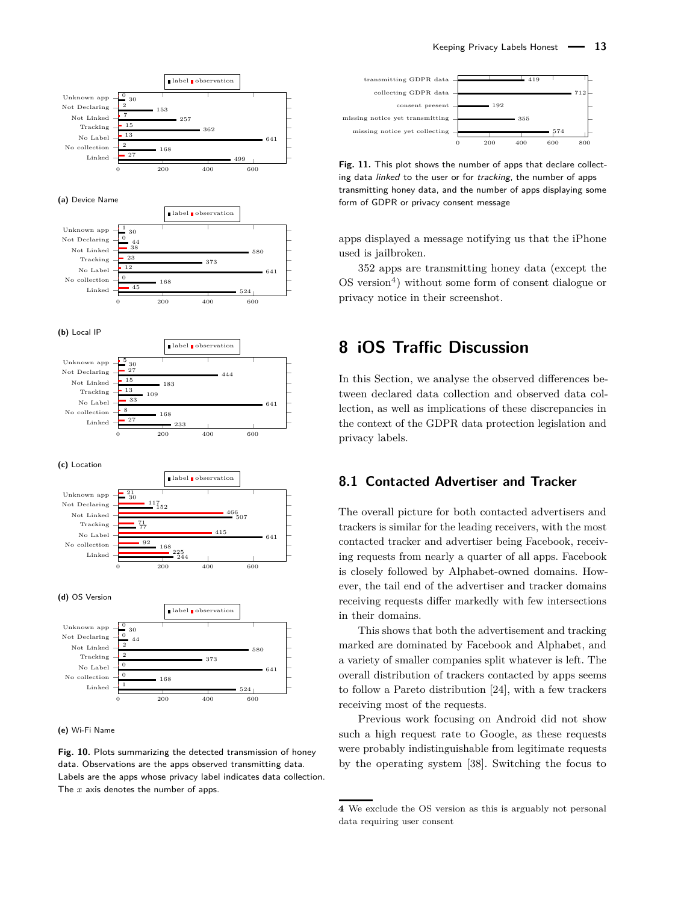(a) Device Name

(b) Local IP

(c) Location

(d) OS Version

(e) Wi-Fi Name

**Fig. 10.** Plots summarizing the detected transmission of honey data. Observations are the apps observed transmitting data. Labels are the apps whose privacy label indicates data collection. The $x$ axis denotes the number of apps.

**Fig. 11.** This plot shows the number of apps that declare collecting data *linked* to the user or for *tracking*, the number of apps transmitting honey data, and the number of apps displaying some form of GDPR or privacy consent message

apps displayed a message notifying us that the iPhone used is jailbroken.

352 apps are transmitting honey data (except the OS version[4]) without some form of consent dialogue or privacy notice in their screenshot.

# 8 iOS Traffic Discussion

In this Section, we analyse the observed differences between declared data collection and observed data collection, as well as implications of these discrepancies in the context of the GDPR data protection legislation and privacy labels.

## 8.1 Contacted Advertiser and Tracker

The overall picture for both contacted advertisers and trackers is similar for the leading receivers, with the most contacted tracker and advertiser being Facebook, receiving requests from nearly a quarter of all apps. Facebook is closely followed by Alphabet-owned domains. However, the tail end of the advertiser and tracker domains receiving requests differ markedly with few intersections in their domains.

This shows that both the advertisement and tracking marked are dominated by Facebook and Alphabet, and a variety of smaller companies split whatever is left. The overall distribution of trackers contacted by apps seems to follow a Pareto distribution [24], with a few trackers receiving most of the requests.

Previous work focusing on Android did not show such a high request rate to Google, as these requests were probably indistinguishable from legitimate requests by the operating system [38]. Switching the focus to

[4] We exclude the OS version as this is arguably not personal data requiring user consent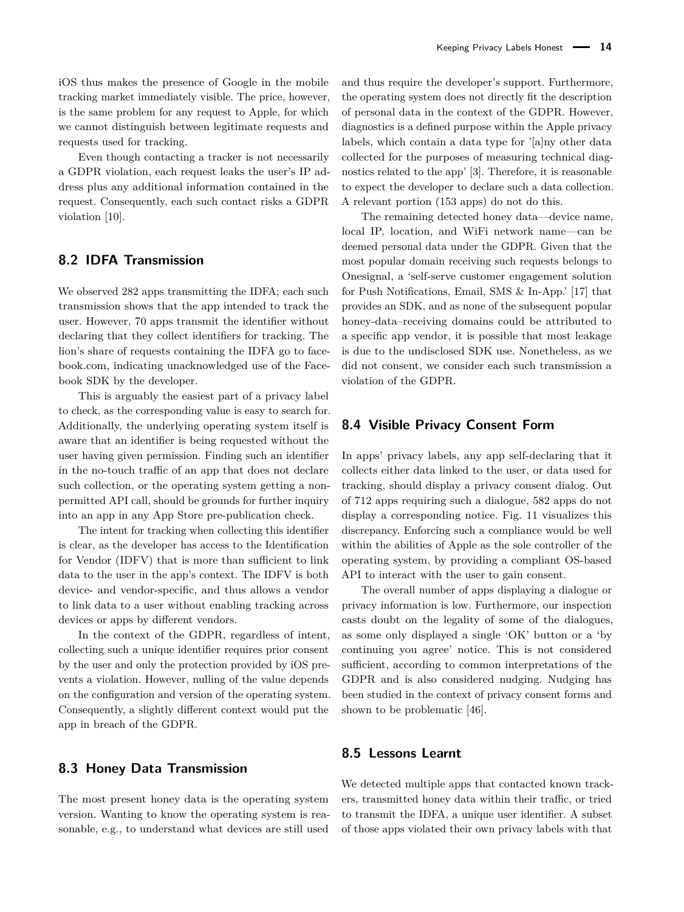iOS thus makes the presence of Google in the mobile tracking market immediately visible. The price, however, is the same problem for any request to Apple, for which we cannot distinguish between legitimate requests and requests used for tracking.

Even though contacting a tracker is not necessarily a GDPR violation, each request leaks the user's IP address plus any additional information contained in the request. Consequently, each such contact risks a GDPR violation [10].

## 8.2 IDFA Transmission

We observed 282 apps transmitting the IDFA; each such transmission shows that the app intended to track the user. However, 70 apps transmit the identifier without declaring that they collect identifiers for tracking. The lion's share of requests containing the IDFA go to facebook.com, indicating unacknowledged use of the Facebook SDK by the developer.

This is arguably the easiest part of a privacy label to check, as the corresponding value is easy to search for. Additionally, the underlying operating system itself is aware that an identifier is being requested without the user having given permission. Finding such an identifier in the no-touch traffic of an app that does not declare such collection, or the operating system getting a non-permitted API call, should be grounds for further inquiry into an app in any App Store pre-publication check.

The intent for tracking when collecting this identifier is clear, as the developer has access to the Identification for Vendor (IDFV) that is more than sufficient to link data to the user in the app's context. The IDFV is both device- and vendor-specific, and thus allows a vendor to link data to a user without enabling tracking across devices or apps by different vendors.

In the context of the GDPR, regardless of intent, collecting such a unique identifier requires prior consent by the user and only the protection provided by iOS prevents a violation. However, nulling of the value depends on the configuration and version of the operating system. Consequently, a slightly different context would put the app in breach of the GDPR.

## 8.3 Honey Data Transmission

The most present honey data is the operating system version. Wanting to know the operating system is reasonable, e.g., to understand what devices are still used and thus require the developer's support. Furthermore, the operating system does not directly fit the description of personal data in the context of the GDPR. However, diagnostics is a defined purpose within the Apple privacy labels, which contain a data type for '[a]ny other data collected for the purposes of measuring technical diagnostics related to the app' [3]. Therefore, it is reasonable to expect the developer to declare such a data collection. A relevant portion (153 apps) do not do this.

The remaining detected honey data—device name, local IP, location, and WiFi network name—can be deemed personal data under the GDPR. Given that the most popular domain receiving such requests belongs to Onesignal, a 'self-serve customer engagement solution for Push Notifications, Email, SMS & In-App.' [17] that provides an SDK, and as none of the subsequent popular honey-data–receiving domains could be attributed to a specific app vendor, it is possible that most leakage is due to the undisclosed SDK use. Nonetheless, as we did not consent, we consider each such transmission a violation of the GDPR.

## 8.4 Visible Privacy Consent Form

In apps' privacy labels, any app self-declaring that it collects either data linked to the user, or data used for tracking, should display a privacy consent dialog. Out of 712 apps requiring such a dialogue, 582 apps do not display a corresponding notice. Fig. 11 visualizes this discrepancy. Enforcing such a compliance would be well within the abilities of Apple as the sole controller of the operating system, by providing a compliant OS-based API to interact with the user to gain consent.

The overall number of apps displaying a dialogue or privacy information is low. Furthermore, our inspection casts doubt on the legality of some of the dialogues, as some only displayed a single 'OK' button or a 'by continuing you agree' notice. This is not considered sufficient, according to common interpretations of the GDPR and is also considered nudging. Nudging has been studied in the context of privacy consent forms and shown to be problematic [46].

## 8.5 Lessons Learnt

We detected multiple apps that contacted known trackers, transmitted honey data within their traffic, or tried to transmit the IDFA, a unique user identifier. A subset of those apps violated their own privacy labels with that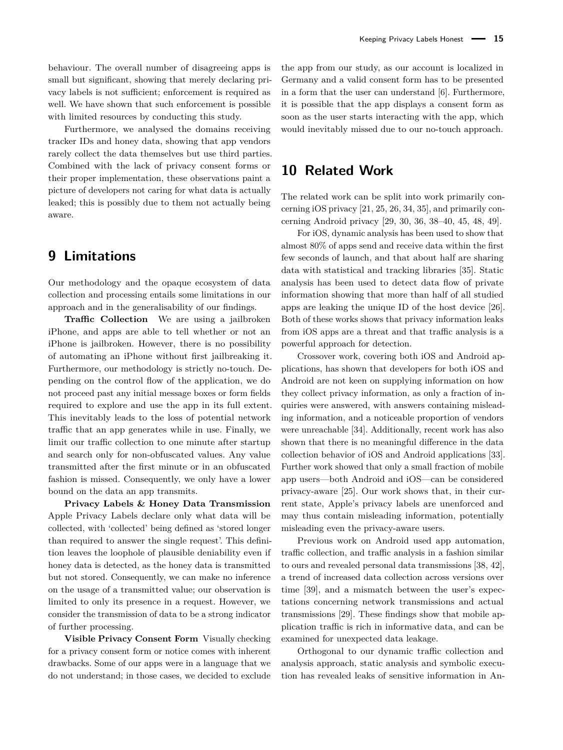behaviour. The overall number of disagreeing apps is small but significant, showing that merely declaring privacy labels is not sufficient; enforcement is required as well. We have shown that such enforcement is possible with limited resources by conducting this study.

Furthermore, we analysed the domains receiving tracker IDs and honey data, showing that app vendors rarely collect the data themselves but use third parties. Combined with the lack of privacy consent forms or their proper implementation, these observations paint a picture of developers not caring for what data is actually leaked; this is possibly due to them not actually being aware.

# 9 Limitations

Our methodology and the opaque ecosystem of data collection and processing entails some limitations in our approach and in the generalisability of our findings.

**Traffic Collection** We are using a jailbroken iPhone, and apps are able to tell whether or not an iPhone is jailbroken. However, there is no possibility of automating an iPhone without first jailbreaking it. Furthermore, our methodology is strictly no-touch. Depending on the control flow of the application, we do not proceed past any initial message boxes or form fields required to explore and use the app in its full extent. This inevitably leads to the loss of potential network traffic that an app generates while in use. Finally, we limit our traffic collection to one minute after startup and search only for non-obfuscated values. Any value transmitted after the first minute or in an obfuscated fashion is missed. Consequently, we only have a lower bound on the data an app transmits.

**Privacy Labels & Honey Data Transmission** Apple Privacy Labels declare only what data will be collected, with 'collected' being defined as 'stored longer than required to answer the single request'. This definition leaves the loophole of plausible deniability even if honey data is detected, as the honey data is transmitted but not stored. Consequently, we can make no inference on the usage of a transmitted value; our observation is limited to only its presence in a request. However, we consider the transmission of data to be a strong indicator of further processing.

**Visible Privacy Consent Form** Visually checking for a privacy consent form or notice comes with inherent drawbacks. Some of our apps were in a language that we do not understand; in those cases, we decided to exclude the app from our study, as our account is localized in Germany and a valid consent form has to be presented in a form that the user can understand [6]. Furthermore, it is possible that the app displays a consent form as soon as the user starts interacting with the app, which would inevitably missed due to our no-touch approach.

# 10 Related Work

The related work can be split into work primarily concerning iOS privacy [21, 25, 26, 34, 35], and primarily concerning Android privacy [29, 30, 36, 38–40, 45, 48, 49].

For iOS, dynamic analysis has been used to show that almost 80% of apps send and receive data within the first few seconds of launch, and that about half are sharing data with statistical and tracking libraries [35]. Static analysis has been used to detect data flow of private information showing that more than half of all studied apps are leaking the unique ID of the host device [26]. Both of these works shows that privacy information leaks from iOS apps are a threat and that traffic analysis is a powerful approach for detection.

Crossover work, covering both iOS and Android applications, has shown that developers for both iOS and Android are not keen on supplying information on how they collect privacy information, as only a fraction of inquiries were answered, with answers containing misleading information, and a noticeable proportion of vendors were unreachable [34]. Additionally, recent work has also shown that there is no meaningful difference in the data collection behavior of iOS and Android applications [33]. Further work showed that only a small fraction of mobile app users—both Android and iOS—can be considered privacy-aware [25]. Our work shows that, in their current state, Apple's privacy labels are unenforced and may thus contain misleading information, potentially misleading even the privacy-aware users.

Previous work on Android used app automation, traffic collection, and traffic analysis in a fashion similar to ours and revealed personal data transmissions [38, 42], a trend of increased data collection across versions over time [39], and a mismatch between the user's expectations concerning network transmissions and actual transmissions [29]. These findings show that mobile application traffic is rich in informative data, and can be examined for unexpected data leakage.

Orthogonal to our dynamic traffic collection and analysis approach, static analysis and symbolic execution has revealed leaks of sensitive information in An-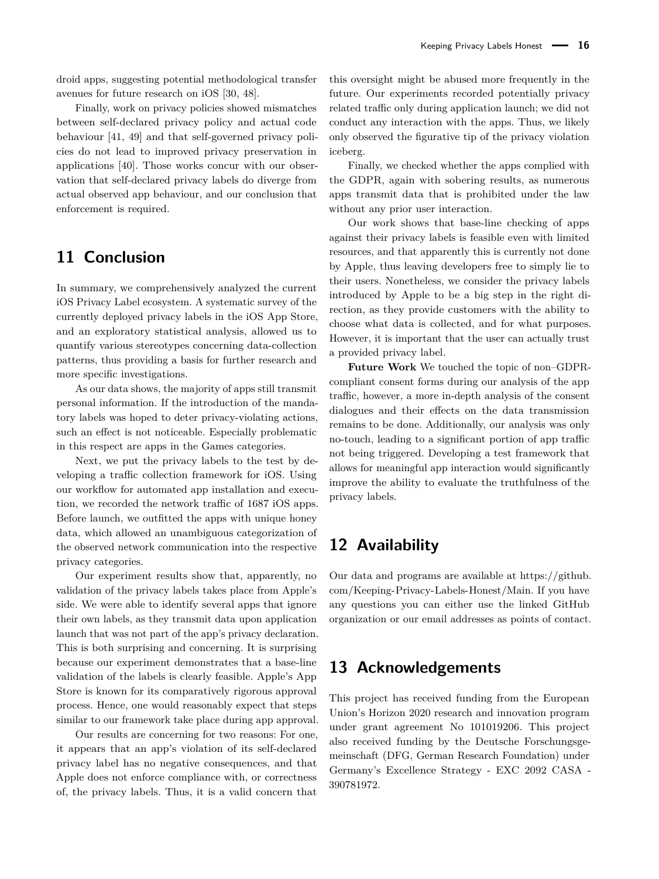droid apps, suggesting potential methodological transfer avenues for future research on iOS [30, 48].

Finally, work on privacy policies showed mismatches between self-declared privacy policy and actual code behaviour [41, 49] and that self-governed privacy policies do not lead to improved privacy preservation in applications [40]. Those works concur with our observation that self-declared privacy labels do diverge from actual observed app behaviour, and our conclusion that enforcement is required.

## 11 Conclusion

In summary, we comprehensively analyzed the current iOS Privacy Label ecosystem. A systematic survey of the currently deployed privacy labels in the iOS App Store, and an exploratory statistical analysis, allowed us to quantify various stereotypes concerning data-collection patterns, thus providing a basis for further research and more specific investigations.

As our data shows, the majority of apps still transmit personal information. If the introduction of the mandatory labels was hoped to deter privacy-violating actions, such an effect is not noticeable. Especially problematic in this respect are apps in the Games categories.

Next, we put the privacy labels to the test by developing a traffic collection framework for iOS. Using our workflow for automated app installation and execution, we recorded the network traffic of 1687 iOS apps. Before launch, we outfitted the apps with unique honey data, which allowed an unambiguous categorization of the observed network communication into the respective privacy categories.

Our experiment results show that, apparently, no validation of the privacy labels takes place from Apple's side. We were able to identify several apps that ignore their own labels, as they transmit data upon application launch that was not part of the app's privacy declaration. This is both surprising and concerning. It is surprising because our experiment demonstrates that a base-line validation of the labels is clearly feasible. Apple's App Store is known for its comparatively rigorous approval process. Hence, one would reasonably expect that steps similar to our framework take place during app approval.

Our results are concerning for two reasons: For one, it appears that an app's violation of its self-declared privacy label has no negative consequences, and that Apple does not enforce compliance with, or correctness of, the privacy labels. Thus, it is a valid concern that this oversight might be abused more frequently in the future. Our experiments recorded potentially privacy related traffic only during application launch; we did not conduct any interaction with the apps. Thus, we likely only observed the figurative tip of the privacy violation iceberg.

Finally, we checked whether the apps complied with the GDPR, again with sobering results, as numerous apps transmit data that is prohibited under the law without any prior user interaction.

Our work shows that base-line checking of apps against their privacy labels is feasible even with limited resources, and that apparently this is currently not done by Apple, thus leaving developers free to simply lie to their users. Nonetheless, we consider the privacy labels introduced by Apple to be a big step in the right direction, as they provide customers with the ability to choose what data is collected, and for what purposes. However, it is important that the user can actually trust a provided privacy label.

**Future Work** We touched the topic of non–GDPR-compliant consent forms during our analysis of the app traffic, however, a more in-depth analysis of the consent dialogues and their effects on the data transmission remains to be done. Additionally, our analysis was only no-touch, leading to a significant portion of app traffic not being triggered. Developing a test framework that allows for meaningful app interaction would significantly improve the ability to evaluate the truthfulness of the privacy labels.

## 12 Availability

Our data and programs are available at https://github.com/Keeping-Privacy-Labels-Honest/Main. If you have any questions you can either use the linked GitHub organization or our email addresses as points of contact.

## 13 Acknowledgements

This project has received funding from the European Union's Horizon 2020 research and innovation program under grant agreement No 101019206. This project also received funding by the Deutsche Forschungsgemeinschaft (DFG, German Research Foundation) under Germany's Excellence Strategy - EXC 2092 CASA - 390781972.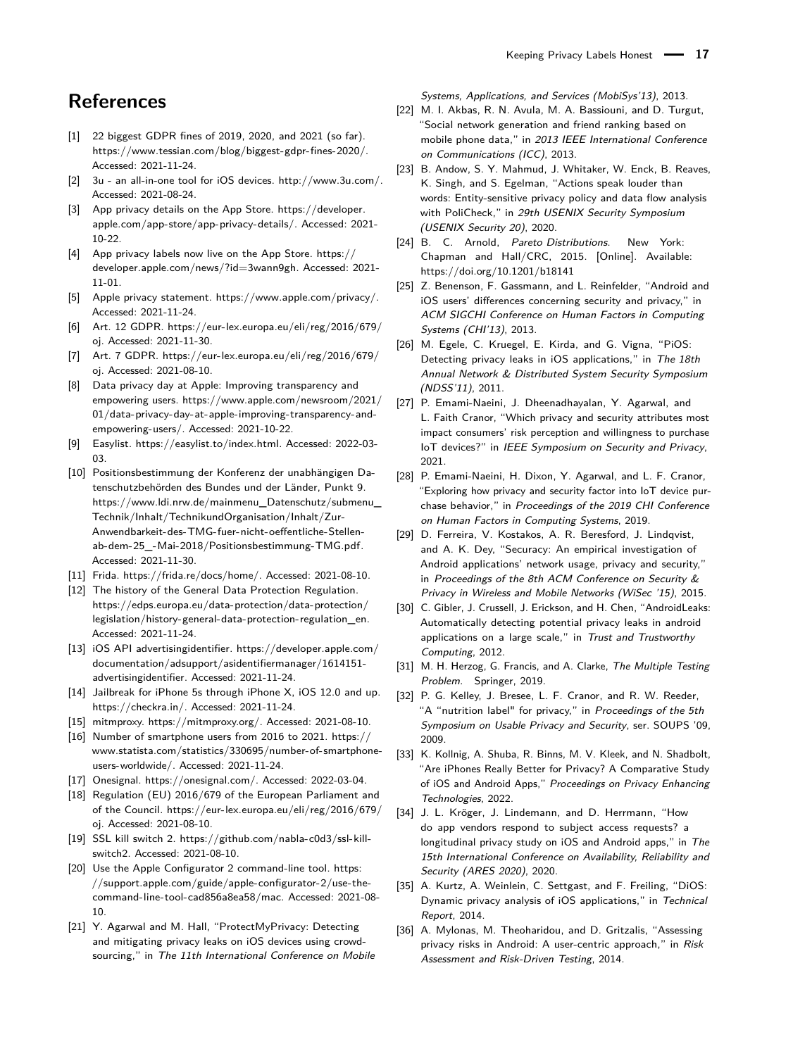# References

[1] 22 biggest GDPR fines of 2019, 2020, and 2021 (so far). https://www.tessian.com/blog/biggest-gdpr-fines-2020/. Accessed: 2021-11-24.

[2] 3u - an all-in-one tool for iOS devices. http://www.3u.com/. Accessed: 2021-08-24.

[3] App privacy details on the App Store. https://developer.apple.com/app-store/app-privacy-details/. Accessed: 2021-10-22.

[4] App privacy labels now live on the App Store. https://developer.apple.com/news/?id=3wann9gh. Accessed: 2021-11-01.

[5] Apple privacy statement. https://www.apple.com/privacy/. Accessed: 2021-11-24.

[6] Art. 12 GDPR. https://eur-lex.europa.eu/eli/reg/2016/679/oj. Accessed: 2021-11-30.

[7] Art. 7 GDPR. https://eur-lex.europa.eu/eli/reg/2016/679/oj. Accessed: 2021-08-10.

[8] Data privacy day at Apple: Improving transparency and empowering users. https://www.apple.com/newsroom/2021/01/data-privacy-day-at-apple-improving-transparency-and-empowering-users/. Accessed: 2021-10-22.

[9] Easylist. https://easylist.to/index.html. Accessed: 2022-03-03.

[10] Positionsbestimmung der Konferenz der unabhängigen Datenschutzbehörden des Bundes und der Länder, Punkt 9. https://www.ldi.nrw.de/mainmenu_Datenschutz/submenu_Technik/Inhalt/TechnikundOrganisation/Inhalt/Zur-Anwendbarkeit-des-TMG-fuer-nicht-oeffentliche-Stellen-ab-dem-25_-Mai-2018/Positionsbestimmung-TMG.pdf. Accessed: 2021-11-30.

[11] Frida. https://frida.re/docs/home/. Accessed: 2021-08-10.

[12] The history of the General Data Protection Regulation. https://edps.europa.eu/data-protection/data-protection/legislation/history-general-data-protection-regulation_en. Accessed: 2021-11-24.

[13] iOS API advertisingidentifier. https://developer.apple.com/documentation/adsupport/asidentifiermanager/1614151-advertisingidentifier. Accessed: 2021-11-24.

[14] Jailbreak for iPhone 5s through iPhone X, iOS 12.0 and up. https://checkra.in/. Accessed: 2021-11-24.

[15] mitmproxy. https://mitmproxy.org/. Accessed: 2021-08-10.

[16] Number of smartphone users from 2016 to 2021. https://www.statista.com/statistics/330695/number-of-smartphone-users-worldwide/. Accessed: 2021-11-24.

[17] Onesignal. https://onesignal.com/. Accessed: 2022-03-04.

[18] Regulation (EU) 2016/679 of the European Parliament and of the Council. https://eur-lex.europa.eu/eli/reg/2016/679/oj. Accessed: 2021-08-10.

[19] SSL kill switch 2. https://github.com/nabla-c0d3/ssl-kill-switch2. Accessed: 2021-08-10.

[20] Use the Apple Configurator 2 command-line tool. https://support.apple.com/guide/apple-configurator-2/use-the-command-line-tool-cad856a8ea58/mac. Accessed: 2021-08-10.

[21] Y. Agarwal and M. Hall, "ProtectMyPrivacy: Detecting and mitigating privacy leaks on iOS devices using crowdsourcing," in *The 11th International Conference on Mobile Systems, Applications, and Services (MobiSys'13)*, 2013.

[22] M. I. Akbas, R. N. Avula, M. A. Bassiouni, and D. Turgut, "Social network generation and friend ranking based on mobile phone data," in *2013 IEEE International Conference on Communications (ICC)*, 2013.

[23] B. Andow, S. Y. Mahmud, J. Whitaker, W. Enck, B. Reaves, K. Singh, and S. Egelman, "Actions speak louder than words: Entity-sensitive privacy policy and data flow analysis with PoliCheck," in *29th USENIX Security Symposium (USENIX Security 20)*, 2020.

[24] B. C. Arnold, *Pareto Distributions*. New York: Chapman and Hall/CRC, 2015. [Online]. Available: https://doi.org/10.1201/b18141

[25] Z. Benenson, F. Gassmann, and L. Reinfelder, "Android and iOS users' differences concerning security and privacy," in *ACM SIGCHI Conference on Human Factors in Computing Systems (CHI'13)*, 2013.

[26] M. Egele, C. Kruegel, E. Kirda, and G. Vigna, "PiOS: Detecting privacy leaks in iOS applications," in *The 18th Annual Network & Distributed System Security Symposium (NDSS'11)*, 2011.

[27] P. Emami-Naeini, J. Dheenadhayalan, Y. Agarwal, and L. Faith Cranor, "Which privacy and security attributes most impact consumers' risk perception and willingness to purchase IoT devices?" in *IEEE Symposium on Security and Privacy*, 2021.

[28] P. Emami-Naeini, H. Dixon, Y. Agarwal, and L. F. Cranor, "Exploring how privacy and security factor into IoT device purchase behavior," in *Proceedings of the 2019 CHI Conference on Human Factors in Computing Systems*, 2019.

[29] D. Ferreira, V. Kostakos, A. R. Beresford, J. Lindqvist, and A. K. Dey, "Securacy: An empirical investigation of Android applications' network usage, privacy and security," in *Proceedings of the 8th ACM Conference on Security & Privacy in Wireless and Mobile Networks (WiSec '15)*, 2015.

[30] C. Gibler, J. Crussell, J. Erickson, and H. Chen, "AndroidLeaks: Automatically detecting potential privacy leaks in android applications on a large scale," in *Trust and Trustworthy Computing*, 2012.

[31] M. H. Herzog, G. Francis, and A. Clarke, *The Multiple Testing Problem*. Springer, 2019.

[32] P. G. Kelley, J. Bresee, L. F. Cranor, and R. W. Reeder, "A "nutrition label" for privacy," in *Proceedings of the 5th Symposium on Usable Privacy and Security*, ser. SOUPS '09, 2009.

[33] K. Kollnig, A. Shuba, R. Binns, M. V. Kleek, and N. Shadbolt, "Are iPhones Really Better for Privacy? A Comparative Study of iOS and Android Apps," *Proceedings on Privacy Enhancing Technologies*, 2022.

[34] J. L. Kröger, J. Lindemann, and D. Herrmann, "How do app vendors respond to subject access requests? a longitudinal privacy study on iOS and Android apps," in *The 15th International Conference on Availability, Reliability and Security (ARES 2020)*, 2020.

[35] A. Kurtz, A. Weinlein, C. Settgast, and F. Freiling, "DiOS: Dynamic privacy analysis of iOS applications," in *Technical Report*, 2014.

[36] A. Mylonas, M. Theoharidou, and D. Gritzalis, "Assessing privacy risks in Android: A user-centric approach," in *Risk Assessment and Risk-Driven Testing*, 2014.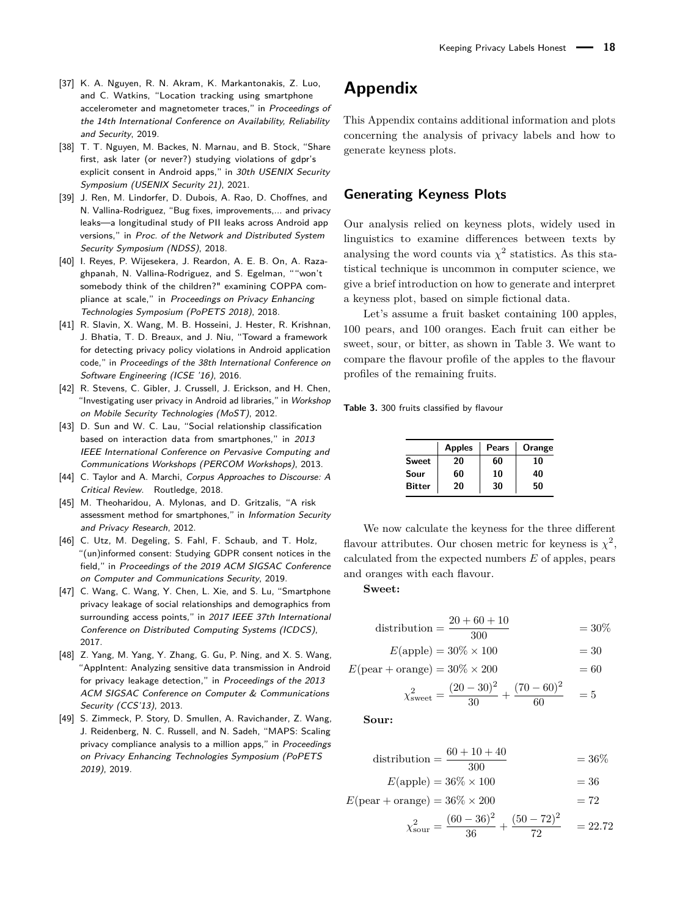[37] K. A. Nguyen, R. N. Akram, K. Markantonakis, Z. Luo, and C. Watkins, "Location tracking using smartphone accelerometer and magnetometer traces," in *Proceedings of the 14th International Conference on Availability, Reliability and Security*, 2019.

[38] T. T. Nguyen, M. Backes, N. Marnau, and B. Stock, "Share first, ask later (or never?) studying violations of gdpr's explicit consent in Android apps," in *30th USENIX Security Symposium (USENIX Security 21)*, 2021.

[39] J. Ren, M. Lindorfer, D. Dubois, A. Rao, D. Choffnes, and N. Vallina-Rodriguez, "Bug fixes, improvements,... and privacy leaks—a longitudinal study of PII leaks across Android app versions," in *Proc. of the Network and Distributed System Security Symposium (NDSS)*, 2018.

[40] I. Reyes, P. Wijesekera, J. Reardon, A. E. B. On, A. Razaghpanah, N. Vallina-Rodriguez, and S. Egelman, ""won't somebody think of the children?" examining COPPA compliance at scale," in *Proceedings on Privacy Enhancing Technologies Symposium (PoPETS 2018)*, 2018.

[41] R. Slavin, X. Wang, M. B. Hosseini, J. Hester, R. Krishnan, J. Bhatia, T. D. Breaux, and J. Niu, "Toward a framework for detecting privacy policy violations in Android application code," in *Proceedings of the 38th International Conference on Software Engineering (ICSE '16)*, 2016.

[42] R. Stevens, C. Gibler, J. Crussell, J. Erickson, and H. Chen, "Investigating user privacy in Android ad libraries," in *Workshop on Mobile Security Technologies (MoST)*, 2012.

[43] D. Sun and W. C. Lau, "Social relationship classification based on interaction data from smartphones," in *2013 IEEE International Conference on Pervasive Computing and Communications Workshops (PERCOM Workshops)*, 2013.

[44] C. Taylor and A. Marchi, *Corpus Approaches to Discourse: A Critical Review*. Routledge, 2018.

[45] M. Theoharidou, A. Mylonas, and D. Gritzalis, "A risk assessment method for smartphones," in *Information Security and Privacy Research*, 2012.

[46] C. Utz, M. Degeling, S. Fahl, F. Schaub, and T. Holz, "(un)informed consent: Studying GDPR consent notices in the field," in *Proceedings of the 2019 ACM SIGSAC Conference on Computer and Communications Security*, 2019.

[47] C. Wang, C. Wang, Y. Chen, L. Xie, and S. Lu, "Smartphone privacy leakage of social relationships and demographics from surrounding access points," in *2017 IEEE 37th International Conference on Distributed Computing Systems (ICDCS)*, 2017.

[48] Z. Yang, M. Yang, Y. Zhang, G. Gu, P. Ning, and X. S. Wang, "AppIntent: Analyzing sensitive data transmission in Android for privacy leakage detection," in *Proceedings of the 2013 ACM SIGSAC Conference on Computer & Communications Security (CCS'13)*, 2013.

[49] S. Zimmeck, P. Story, D. Smullen, A. Ravichander, Z. Wang, J. Reidenberg, N. C. Russell, and N. Sadeh, "MAPS: Scaling privacy compliance analysis to a million apps," in *Proceedings on Privacy Enhancing Technologies Symposium (PoPETS 2019)*, 2019.

# Appendix

This Appendix contains additional information and plots concerning the analysis of privacy labels and how to generate keyness plots.

## Generating Keyness Plots

Our analysis relied on keyness plots, widely used in linguistics to examine differences between texts by analysing the word counts via $\chi^2$ statistics. As this statistical technique is uncommon in computer science, we give a brief introduction on how to generate and interpret a keyness plot, based on simple fictional data.

Let's assume a fruit basket containing 100 apples, 100 pears, and 100 oranges. Each fruit can either be sweet, sour, or bitter, as shown in Table 3. We want to compare the flavour profile of the apples to the flavour profiles of the remaining fruits.

**Table 3.** 300 fruits classified by flavour

| | Apples | Pears | Orange |
|---|---|---|---|
| **Sweet** | 20 | 60 | 10 |
| **Sour** | 60 | 10 | 40 |
| **Bitter** | 20 | 30 | 50 |

We now calculate the keyness for the three different flavour attributes. Our chosen metric for keyness is $\chi^2$, calculated from the expected numbers $E$ of apples, pears and oranges with each flavour.

**Sweet:**

$$\begin{aligned}
\text{distribution} &= \frac{20+60+10}{300} &&= 30\% \\
E(\text{apple}) &= 30\% \times 100 &&= 30 \\
E(\text{pear}+\text{orange}) &= 30\% \times 200 &&= 60 \\
\chi^2_{\text{sweet}} &= \frac{(20-30)^2}{30} + \frac{(70-60)^2}{60} &&= 5
\end{aligned}$$

**Sour:**

$$\begin{aligned}
\text{distribution} &= \frac{60+10+40}{300} &&= 36\% \\
E(\text{apple}) &= 36\% \times 100 &&= 36 \\
E(\text{pear}+\text{orange}) &= 36\% \times 200 &&= 72 \\
\chi^2_{\text{sour}} &= \frac{(60-36)^2}{36} + \frac{(50-72)^2}{72} &&= 22.72
\end{aligned}$$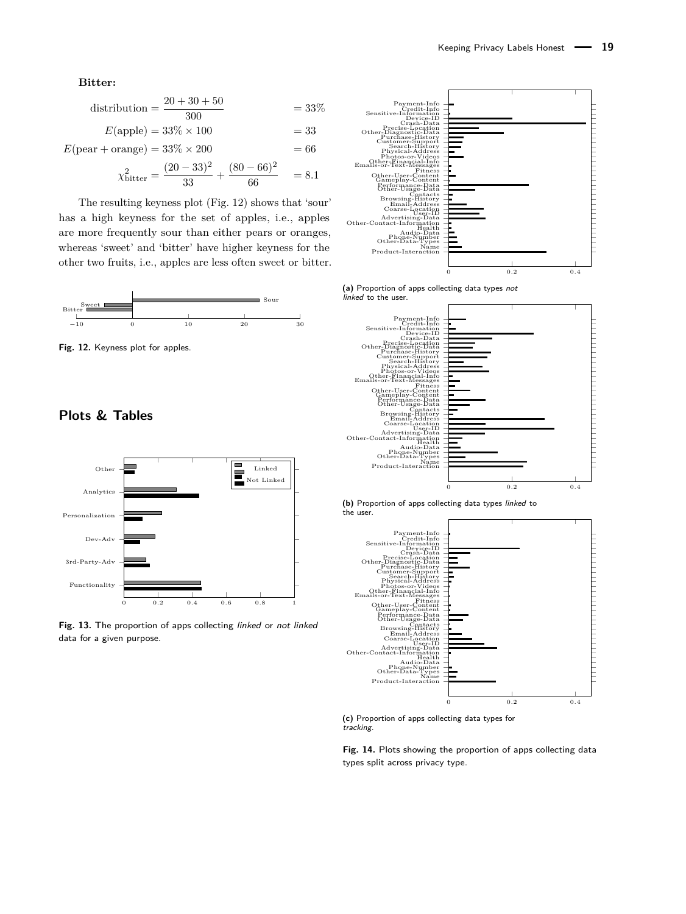**Bitter:**

$$\text{distribution} = \frac{20 + 30 + 50}{300} = 33\%$$

$$E(\text{apple}) = 33\% \times 100 = 33$$

$$E(\text{pear} + \text{orange}) = 33\% \times 200 = 66$$

$$\chi^2_{\text{bitter}} = \frac{(20-33)^2}{33} + \frac{(80-66)^2}{66} = 8.1$$

The resulting keyness plot (Fig. 12) shows that 'sour' has a high keyness for the set of apples, i.e., apples are more frequently sour than either pears or oranges, whereas 'sweet' and 'bitter' have higher keyness for the other two fruits, i.e., apples are less often sweet or bitter.

**Fig. 12.** Keyness plot for apples.

## Plots & Tables

**Fig. 13.** The proportion of apps collecting *linked* or *not linked* data for a given purpose.

**(a)** Proportion of apps collecting data types *not linked* to the user.

**(b)** Proportion of apps collecting data types *linked* to the user.

**(c)** Proportion of apps collecting data types for *tracking*.

**Fig. 14.** Plots showing the proportion of apps collecting data types split across privacy type.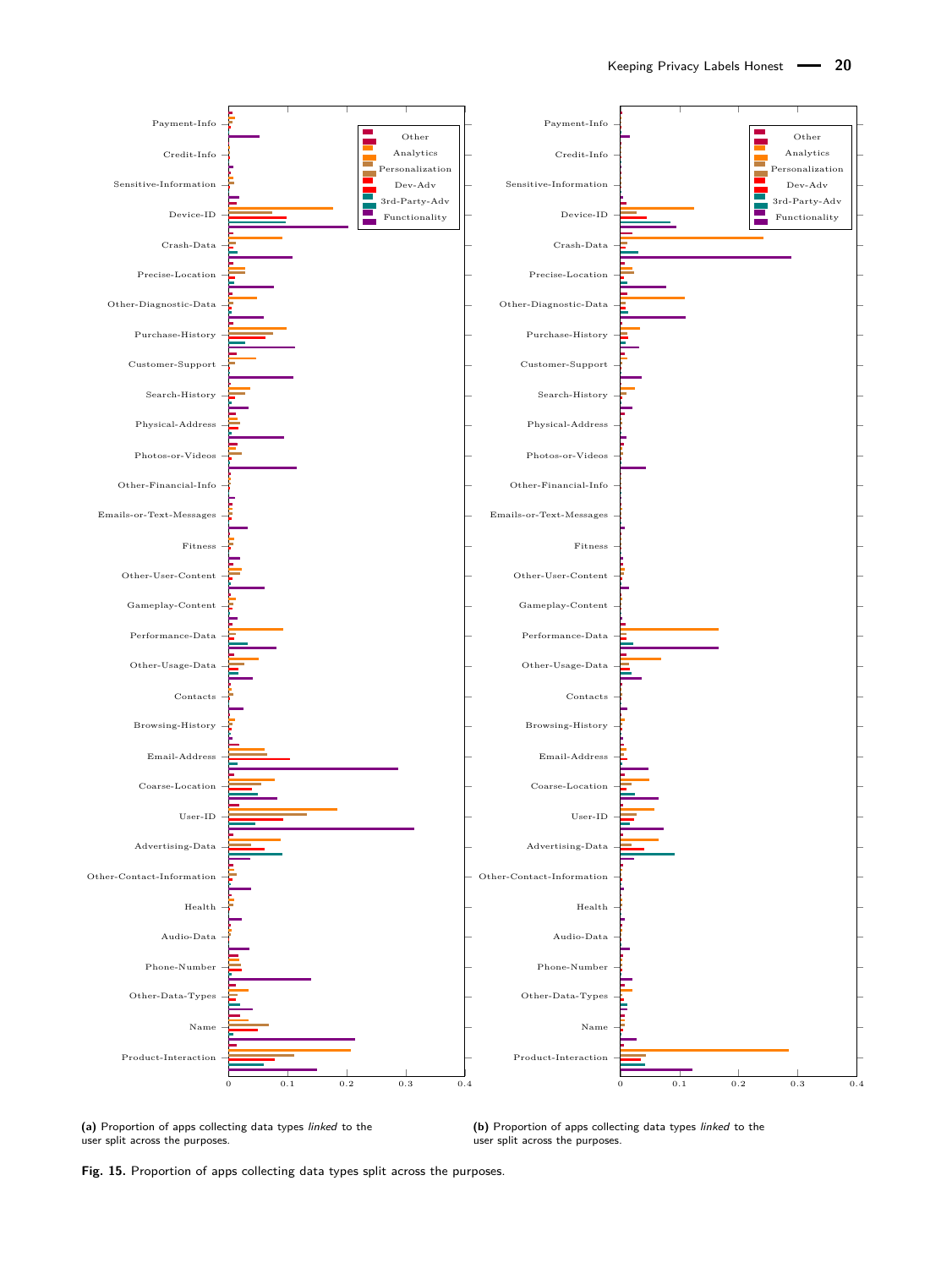(a) Proportion of apps collecting data types *linked* to the user split across the purposes.

(b) Proportion of apps collecting data types *linked* to the user split across the purposes.

**Fig. 15.** Proportion of apps collecting data types split across the purposes.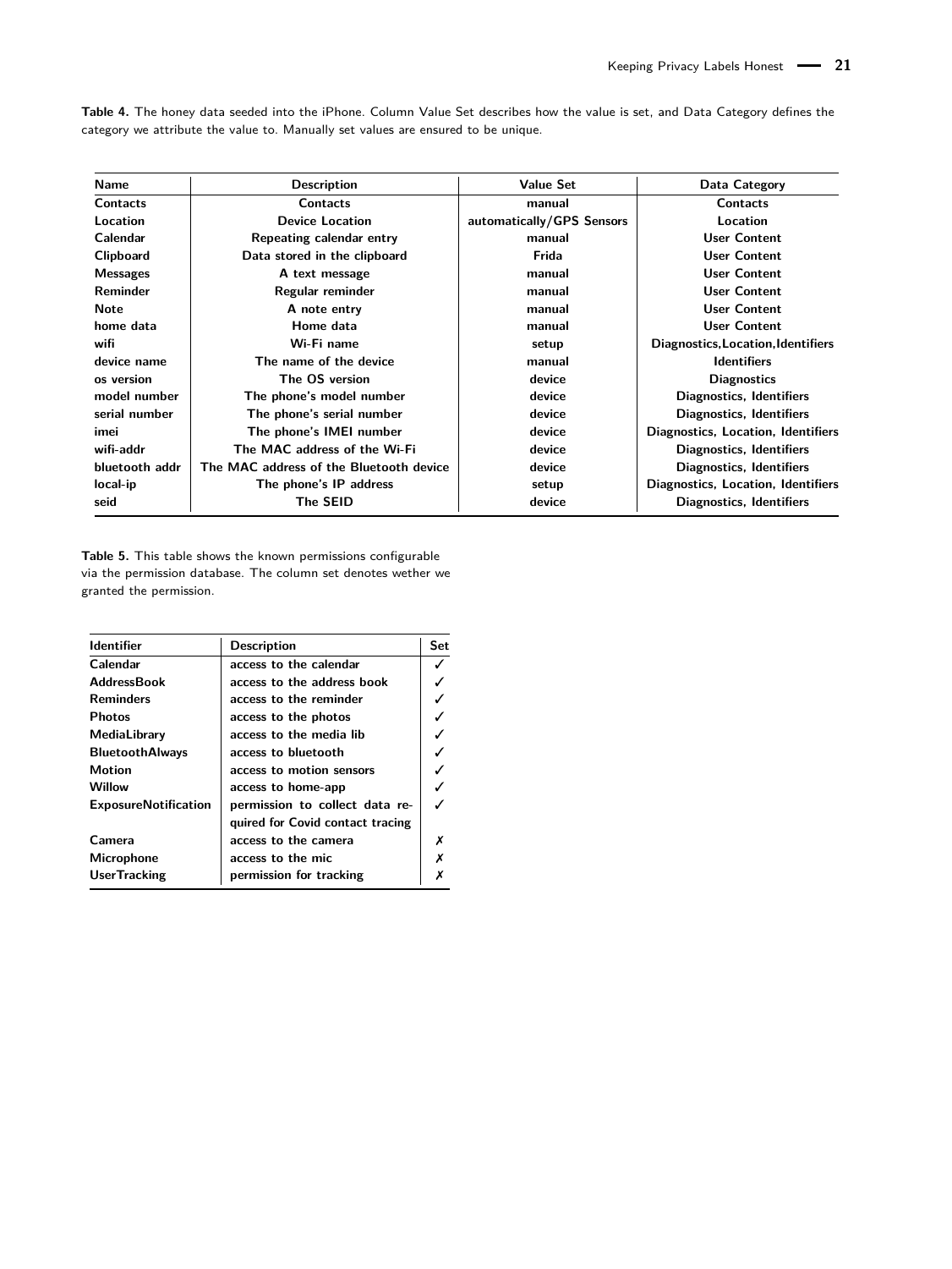**Table 4.** The honey data seeded into the iPhone. Column Value Set describes how the value is set, and Data Category defines the category we attribute the value to. Manually set values are ensured to be unique.

| Name | Description | Value Set | Data Category |
|---|---|---|---|
| Contacts | Contacts | manual | Contacts |
| Location | Device Location | automatically/GPS Sensors | Location |
| Calendar | Repeating calendar entry | manual | User Content |
| Clipboard | Data stored in the clipboard | Frida | User Content |
| Messages | A text message | manual | User Content |
| Reminder | Regular reminder | manual | User Content |
| Note | A note entry | manual | User Content |
| home data | Home data | manual | User Content |
| wifi | Wi-Fi name | setup | Diagnostics,Location,Identifiers |
| device name | The name of the device | manual | Identifiers |
| os version | The OS version | device | Diagnostics |
| model number | The phone's model number | device | Diagnostics, Identifiers |
| serial number | The phone's serial number | device | Diagnostics, Identifiers |
| imei | The phone's IMEI number | device | Diagnostics, Location, Identifiers |
| wifi-addr | The MAC address of the Wi-Fi | device | Diagnostics, Identifiers |
| bluetooth addr | The MAC address of the Bluetooth device | device | Diagnostics, Identifiers |
| local-ip | The phone's IP address | setup | Diagnostics, Location, Identifiers |
| seid | The SEID | device | Diagnostics, Identifiers |

**Table 5.** This table shows the known permissions configurable via the permission database. The column set denotes wether we granted the permission.

| Identifier | Description | Set |
|---|---|---|
| Calendar | access to the calendar | ✓ |
| AddressBook | access to the address book | ✓ |
| Reminders | access to the reminder | ✓ |
| Photos | access to the photos | ✓ |
| MediaLibrary | access to the media lib | ✓ |
| BluetoothAlways | access to bluetooth | ✓ |
| Motion | access to motion sensors | ✓ |
| Willow | access to home-app | ✓ |
| ExposureNotification | permission to collect data required for Covid contact tracing | ✓ |
| Camera | access to the camera | ✗ |
| Microphone | access to the mic | ✗ |
| UserTracking | permission for tracking | ✗ |